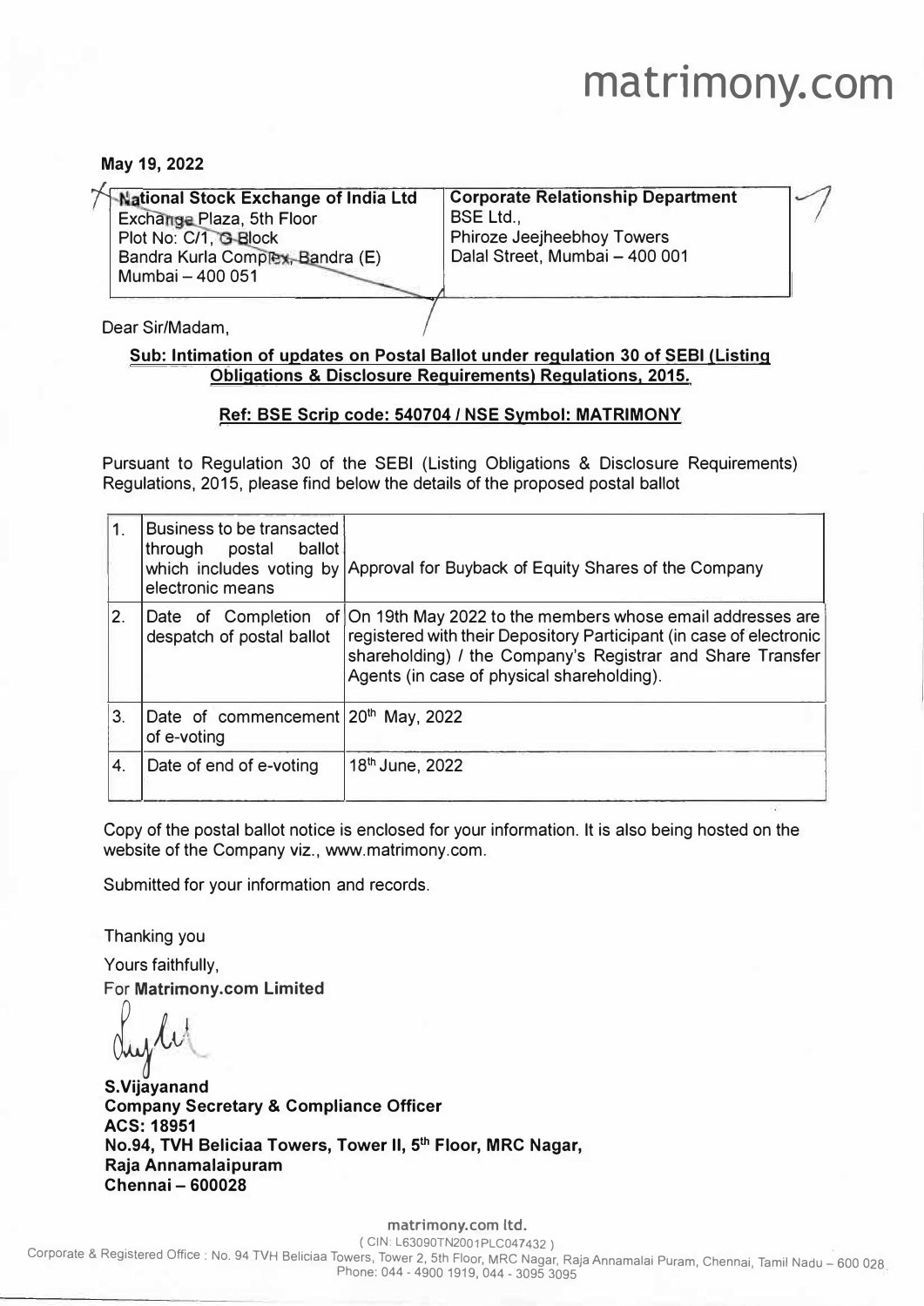# matrimony.com

**May 19, 2022**

| National Stock Exchange of India Ltd<br>Exchange Plaza, 5th Floor<br>Plot No: C/1, G-Block<br>Bandra Kurla Complex, Bandra (E)<br>Mumbai – 400 051 | Corporate Relationship Department<br>BSE Ltd.,<br>Phiroze Jeejheebhoy Towers<br>Dalal Street, Mumbai – 400 001 |
|---|---|

Dear Sir/Madam,

**Sub: Intimation of updates on Postal Ballot under regulation 30 of SEBI (Listing Obligations & Disclosure Requirements) Regulations, 2015.**

**Ref: BSE Scrip code: 540704 / NSE Symbol: MATRIMONY**

Pursuant to Regulation 30 of the SEBI (Listing Obligations & Disclosure Requirements) Regulations, 2015, please find below the details of the proposed postal ballot

| | | |
|---|---|---|
| 1. | Business to be transacted through postal ballot which includes voting by electronic means | Approval for Buyback of Equity Shares of the Company |
| 2. | Date of Completion of despatch of postal ballot | On 19th May 2022 to the members whose email addresses are registered with their Depository Participant (in case of electronic shareholding) / the Company's Registrar and Share Transfer Agents (in case of physical shareholding). |
| 3. | Date of commencement of e-voting | 20th May, 2022 |
| 4. | Date of end of e-voting | 18th June, 2022 |

Copy of the postal ballot notice is enclosed for your information. It is also being hosted on the website of the Company viz., www.matrimony.com.

Submitted for your information and records.

Thanking you

Yours faithfully,

For **Matrimony.com Limited**

**S.Vijayanand**
**Company Secretary & Compliance Officer**
**ACS: 18951**
**No.94, TVH Beliciaa Towers, Tower II, 5th Floor, MRC Nagar,**
**Raja Annamalaipuram**
**Chennai – 600028**

matrimony.com ltd.
( CIN: L63090TN2001PLC047432 )
Corporate & Registered Office : No. 94 TVH Beliciaa Towers, Tower 2, 5th Floor, MRC Nagar, Raja Annamalai Puram, Chennai, Tamil Nadu – 600 028
Phone: 044 - 4900 1919, 044 - 3095 3095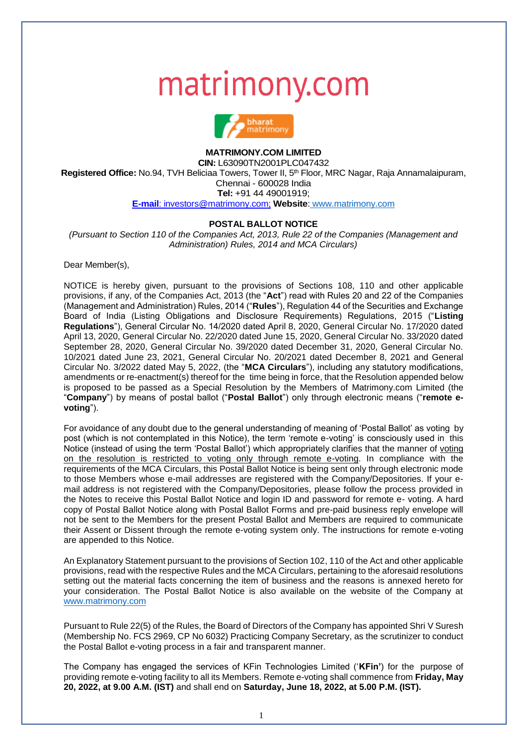# matrimony.com

**MATRIMONY.COM LIMITED**
**CIN:** L63090TN2001PLC047432
**Registered Office:** No.94, TVH Beliciaa Towers, Tower II, 5th Floor, MRC Nagar, Raja Annamalaipuram, Chennai - 600028 India
**Tel:** +91 44 49001919;
**E-mail**: investors@matrimony.com; **Website**: www.matrimony.com

## POSTAL BALLOT NOTICE

*(Pursuant to Section 110 of the Companies Act, 2013, Rule 22 of the Companies (Management and Administration) Rules, 2014 and MCA Circulars)*

Dear Member(s),

NOTICE is hereby given, pursuant to the provisions of Sections 108, 110 and other applicable provisions, if any, of the Companies Act, 2013 (the "**Act**") read with Rules 20 and 22 of the Companies (Management and Administration) Rules, 2014 ("**Rules**"), Regulation 44 of the Securities and Exchange Board of India (Listing Obligations and Disclosure Requirements) Regulations, 2015 ("**Listing Regulations**"), General Circular No. 14/2020 dated April 8, 2020, General Circular No. 17/2020 dated April 13, 2020, General Circular No. 22/2020 dated June 15, 2020, General Circular No. 33/2020 dated September 28, 2020, General Circular No. 39/2020 dated December 31, 2020, General Circular No. 10/2021 dated June 23, 2021, General Circular No. 20/2021 dated December 8, 2021 and General Circular No. 3/2022 dated May 5, 2022, (the "**MCA Circulars**"), including any statutory modifications, amendments or re-enactment(s) thereof for the time being in force, that the Resolution appended below is proposed to be passed as a Special Resolution by the Members of Matrimony.com Limited (the "**Company**") by means of postal ballot ("**Postal Ballot**") only through electronic means ("**remote e-voting**").

For avoidance of any doubt due to the general understanding of meaning of 'Postal Ballot' as voting by post (which is not contemplated in this Notice), the term 'remote e-voting' is consciously used in this Notice (instead of using the term 'Postal Ballot') which appropriately clarifies that the manner of voting on the resolution is restricted to voting only through remote e-voting. In compliance with the requirements of the MCA Circulars, this Postal Ballot Notice is being sent only through electronic mode to those Members whose e-mail addresses are registered with the Company/Depositories. If your e-mail address is not registered with the Company/Depositories, please follow the process provided in the Notes to receive this Postal Ballot Notice and login ID and password for remote e- voting. A hard copy of Postal Ballot Notice along with Postal Ballot Forms and pre-paid business reply envelope will not be sent to the Members for the present Postal Ballot and Members are required to communicate their Assent or Dissent through the remote e-voting system only. The instructions for remote e-voting are appended to this Notice.

An Explanatory Statement pursuant to the provisions of Section 102, 110 of the Act and other applicable provisions, read with the respective Rules and the MCA Circulars, pertaining to the aforesaid resolutions setting out the material facts concerning the item of business and the reasons is annexed hereto for your consideration. The Postal Ballot Notice is also available on the website of the Company at www.matrimony.com

Pursuant to Rule 22(5) of the Rules, the Board of Directors of the Company has appointed Shri V Suresh (Membership No. FCS 2969, CP No 6032) Practicing Company Secretary, as the scrutinizer to conduct the Postal Ballot e-voting process in a fair and transparent manner.

The Company has engaged the services of KFin Technologies Limited ('**KFin'**) for the purpose of providing remote e-voting facility to all its Members. Remote e-voting shall commence from **Friday, May 20, 2022, at 9.00 A.M. (IST)** and shall end on **Saturday, June 18, 2022, at 5.00 P.M. (IST).**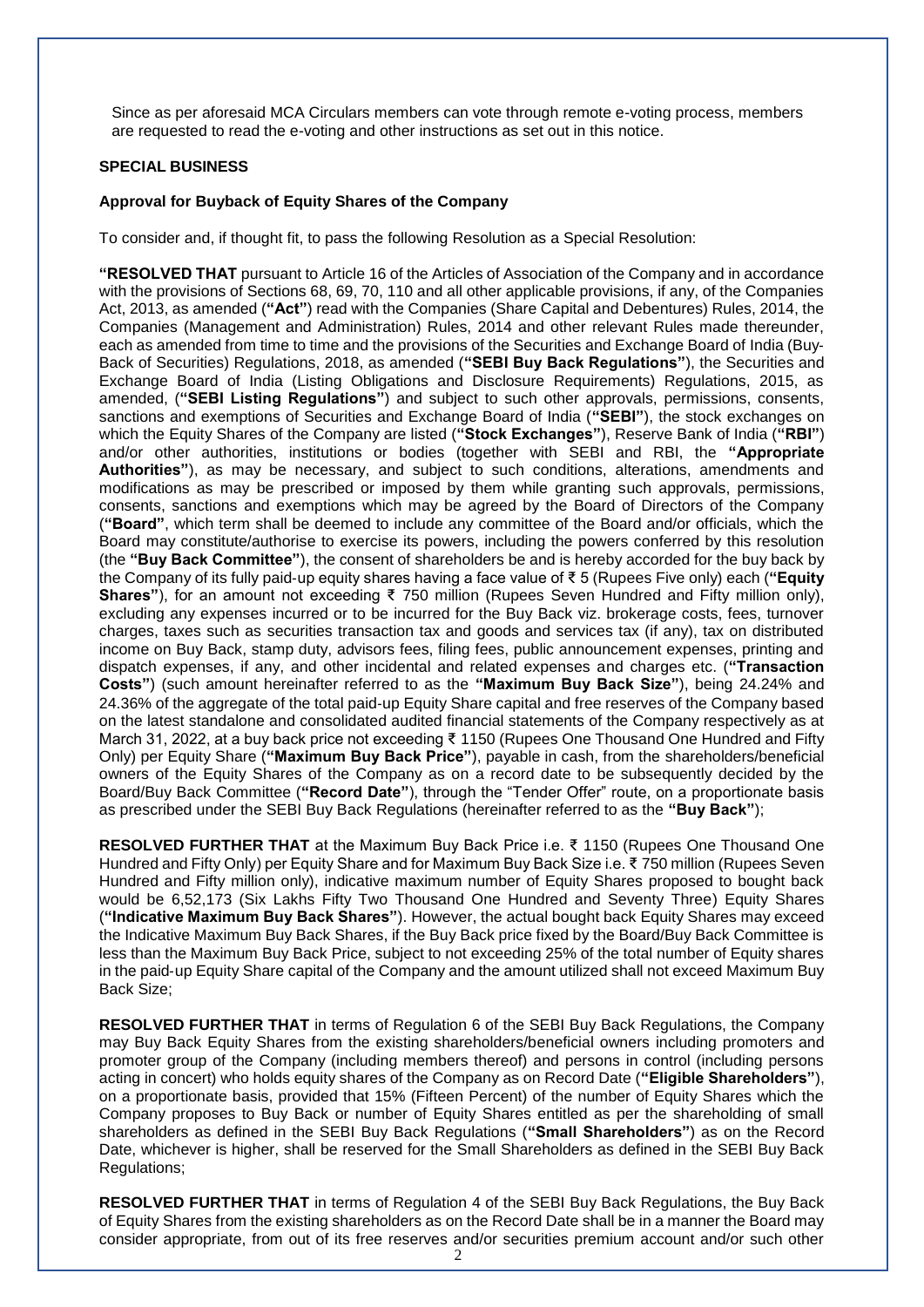Since as per aforesaid MCA Circulars members can vote through remote e-voting process, members are requested to read the e-voting and other instructions as set out in this notice.

**SPECIAL BUSINESS**

**Approval for Buyback of Equity Shares of the Company**

To consider and, if thought fit, to pass the following Resolution as a Special Resolution:

**"RESOLVED THAT** pursuant to Article 16 of the Articles of Association of the Company and in accordance with the provisions of Sections 68, 69, 70, 110 and all other applicable provisions, if any, of the Companies Act, 2013, as amended (**"Act"**) read with the Companies (Share Capital and Debentures) Rules, 2014, the Companies (Management and Administration) Rules, 2014 and other relevant Rules made thereunder, each as amended from time to time and the provisions of the Securities and Exchange Board of India (Buy-Back of Securities) Regulations, 2018, as amended (**"SEBI Buy Back Regulations"**), the Securities and Exchange Board of India (Listing Obligations and Disclosure Requirements) Regulations, 2015, as amended, (**"SEBI Listing Regulations"**) and subject to such other approvals, permissions, consents, sanctions and exemptions of Securities and Exchange Board of India (**"SEBI"**), the stock exchanges on which the Equity Shares of the Company are listed (**"Stock Exchanges"**), Reserve Bank of India (**"RBI"**) and/or other authorities, institutions or bodies (together with SEBI and RBI, the **"Appropriate Authorities"**), as may be necessary, and subject to such conditions, alterations, amendments and modifications as may be prescribed or imposed by them while granting such approvals, permissions, consents, sanctions and exemptions which may be agreed by the Board of Directors of the Company (**"Board"**, which term shall be deemed to include any committee of the Board and/or officials, which the Board may constitute/authorise to exercise its powers, including the powers conferred by this resolution (the **"Buy Back Committee"**), the consent of shareholders be and is hereby accorded for the buy back by the Company of its fully paid-up equity shares having a face value of ₹ 5 (Rupees Five only) each (**"Equity Shares"**), for an amount not exceeding ₹ 750 million (Rupees Seven Hundred and Fifty million only), excluding any expenses incurred or to be incurred for the Buy Back viz. brokerage costs, fees, turnover charges, taxes such as securities transaction tax and goods and services tax (if any), tax on distributed income on Buy Back, stamp duty, advisors fees, filing fees, public announcement expenses, printing and dispatch expenses, if any, and other incidental and related expenses and charges etc. (**"Transaction Costs"**) (such amount hereinafter referred to as the **"Maximum Buy Back Size"**), being 24.24% and 24.36% of the aggregate of the total paid-up Equity Share capital and free reserves of the Company based on the latest standalone and consolidated audited financial statements of the Company respectively as at March 31, 2022, at a buy back price not exceeding ₹ 1150 (Rupees One Thousand One Hundred and Fifty Only) per Equity Share (**"Maximum Buy Back Price"**), payable in cash, from the shareholders/beneficial owners of the Equity Shares of the Company as on a record date to be subsequently decided by the Board/Buy Back Committee (**"Record Date"**), through the "Tender Offer" route, on a proportionate basis as prescribed under the SEBI Buy Back Regulations (hereinafter referred to as the **"Buy Back"**);

**RESOLVED FURTHER THAT** at the Maximum Buy Back Price i.e. ₹ 1150 (Rupees One Thousand One Hundred and Fifty Only) per Equity Share and for Maximum Buy Back Size i.e. ₹ 750 million (Rupees Seven Hundred and Fifty million only), indicative maximum number of Equity Shares proposed to bought back would be 6,52,173 (Six Lakhs Fifty Two Thousand One Hundred and Seventy Three) Equity Shares (**"Indicative Maximum Buy Back Shares"**). However, the actual bought back Equity Shares may exceed the Indicative Maximum Buy Back Shares, if the Buy Back price fixed by the Board/Buy Back Committee is less than the Maximum Buy Back Price, subject to not exceeding 25% of the total number of Equity shares in the paid-up Equity Share capital of the Company and the amount utilized shall not exceed Maximum Buy Back Size;

**RESOLVED FURTHER THAT** in terms of Regulation 6 of the SEBI Buy Back Regulations, the Company may Buy Back Equity Shares from the existing shareholders/beneficial owners including promoters and promoter group of the Company (including members thereof) and persons in control (including persons acting in concert) who holds equity shares of the Company as on Record Date (**"Eligible Shareholders"**), on a proportionate basis, provided that 15% (Fifteen Percent) of the number of Equity Shares which the Company proposes to Buy Back or number of Equity Shares entitled as per the shareholding of small shareholders as defined in the SEBI Buy Back Regulations (**"Small Shareholders"**) as on the Record Date, whichever is higher, shall be reserved for the Small Shareholders as defined in the SEBI Buy Back Regulations;

**RESOLVED FURTHER THAT** in terms of Regulation 4 of the SEBI Buy Back Regulations, the Buy Back of Equity Shares from the existing shareholders as on the Record Date shall be in a manner the Board may consider appropriate, from out of its free reserves and/or securities premium account and/or such other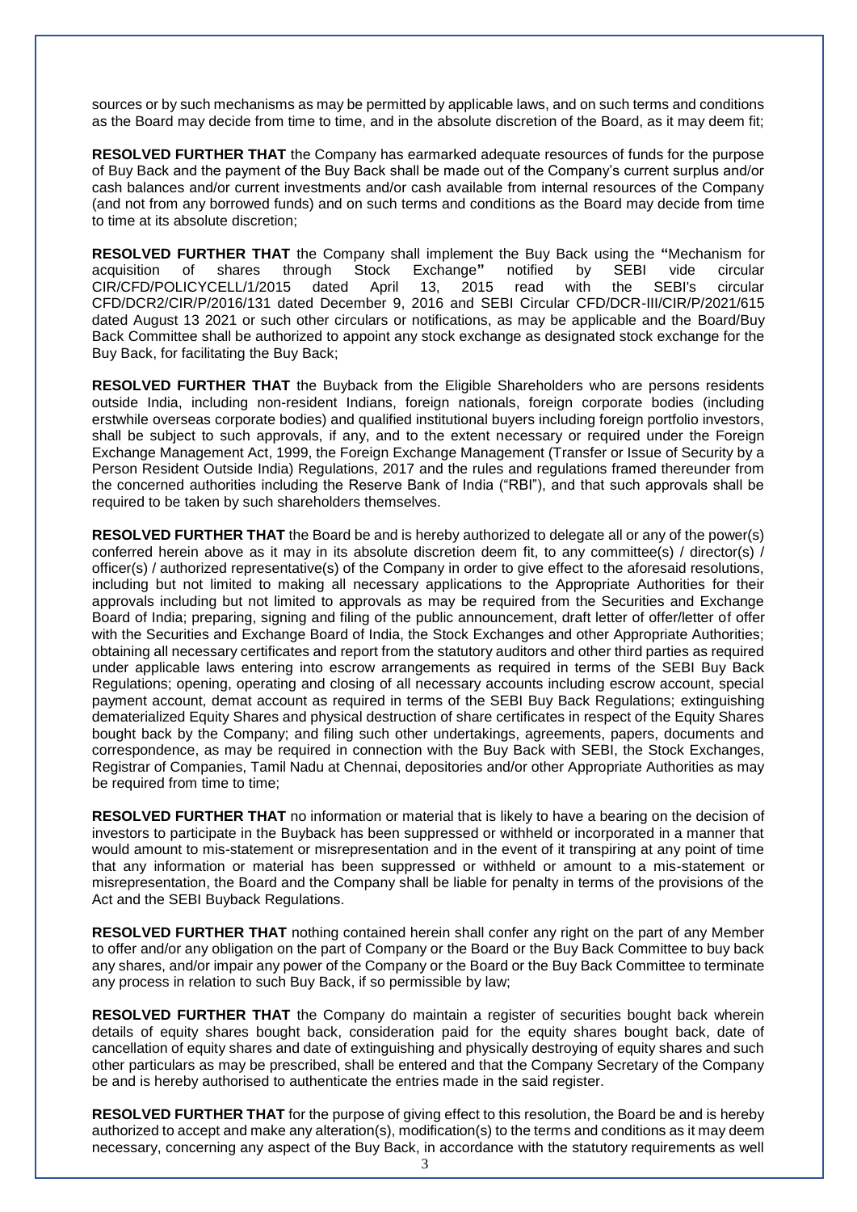sources or by such mechanisms as may be permitted by applicable laws, and on such terms and conditions as the Board may decide from time to time, and in the absolute discretion of the Board, as it may deem fit;

**RESOLVED FURTHER THAT** the Company has earmarked adequate resources of funds for the purpose of Buy Back and the payment of the Buy Back shall be made out of the Company's current surplus and/or cash balances and/or current investments and/or cash available from internal resources of the Company (and not from any borrowed funds) and on such terms and conditions as the Board may decide from time to time at its absolute discretion;

**RESOLVED FURTHER THAT** the Company shall implement the Buy Back using the **"**Mechanism for acquisition of shares through Stock Exchange**"** notified by SEBI vide circular CIR/CFD/POLICYCELL/1/2015 dated April 13, 2015 read with the SEBI's circular CFD/DCR2/CIR/P/2016/131 dated December 9, 2016 and SEBI Circular CFD/DCR-III/CIR/P/2021/615 dated August 13 2021 or such other circulars or notifications, as may be applicable and the Board/Buy Back Committee shall be authorized to appoint any stock exchange as designated stock exchange for the Buy Back, for facilitating the Buy Back;

**RESOLVED FURTHER THAT** the Buyback from the Eligible Shareholders who are persons residents outside India, including non-resident Indians, foreign nationals, foreign corporate bodies (including erstwhile overseas corporate bodies) and qualified institutional buyers including foreign portfolio investors, shall be subject to such approvals, if any, and to the extent necessary or required under the Foreign Exchange Management Act, 1999, the Foreign Exchange Management (Transfer or Issue of Security by a Person Resident Outside India) Regulations, 2017 and the rules and regulations framed thereunder from the concerned authorities including the Reserve Bank of India ("RBI"), and that such approvals shall be required to be taken by such shareholders themselves.

**RESOLVED FURTHER THAT** the Board be and is hereby authorized to delegate all or any of the power(s) conferred herein above as it may in its absolute discretion deem fit, to any committee(s) / director(s) / officer(s) / authorized representative(s) of the Company in order to give effect to the aforesaid resolutions, including but not limited to making all necessary applications to the Appropriate Authorities for their approvals including but not limited to approvals as may be required from the Securities and Exchange Board of India; preparing, signing and filing of the public announcement, draft letter of offer/letter of offer with the Securities and Exchange Board of India, the Stock Exchanges and other Appropriate Authorities; obtaining all necessary certificates and report from the statutory auditors and other third parties as required under applicable laws entering into escrow arrangements as required in terms of the SEBI Buy Back Regulations; opening, operating and closing of all necessary accounts including escrow account, special payment account, demat account as required in terms of the SEBI Buy Back Regulations; extinguishing dematerialized Equity Shares and physical destruction of share certificates in respect of the Equity Shares bought back by the Company; and filing such other undertakings, agreements, papers, documents and correspondence, as may be required in connection with the Buy Back with SEBI, the Stock Exchanges, Registrar of Companies, Tamil Nadu at Chennai, depositories and/or other Appropriate Authorities as may be required from time to time;

**RESOLVED FURTHER THAT** no information or material that is likely to have a bearing on the decision of investors to participate in the Buyback has been suppressed or withheld or incorporated in a manner that would amount to mis-statement or misrepresentation and in the event of it transpiring at any point of time that any information or material has been suppressed or withheld or amount to a mis-statement or misrepresentation, the Board and the Company shall be liable for penalty in terms of the provisions of the Act and the SEBI Buyback Regulations.

**RESOLVED FURTHER THAT** nothing contained herein shall confer any right on the part of any Member to offer and/or any obligation on the part of Company or the Board or the Buy Back Committee to buy back any shares, and/or impair any power of the Company or the Board or the Buy Back Committee to terminate any process in relation to such Buy Back, if so permissible by law;

**RESOLVED FURTHER THAT** the Company do maintain a register of securities bought back wherein details of equity shares bought back, consideration paid for the equity shares bought back, date of cancellation of equity shares and date of extinguishing and physically destroying of equity shares and such other particulars as may be prescribed, shall be entered and that the Company Secretary of the Company be and is hereby authorised to authenticate the entries made in the said register.

**RESOLVED FURTHER THAT** for the purpose of giving effect to this resolution, the Board be and is hereby authorized to accept and make any alteration(s), modification(s) to the terms and conditions as it may deem necessary, concerning any aspect of the Buy Back, in accordance with the statutory requirements as well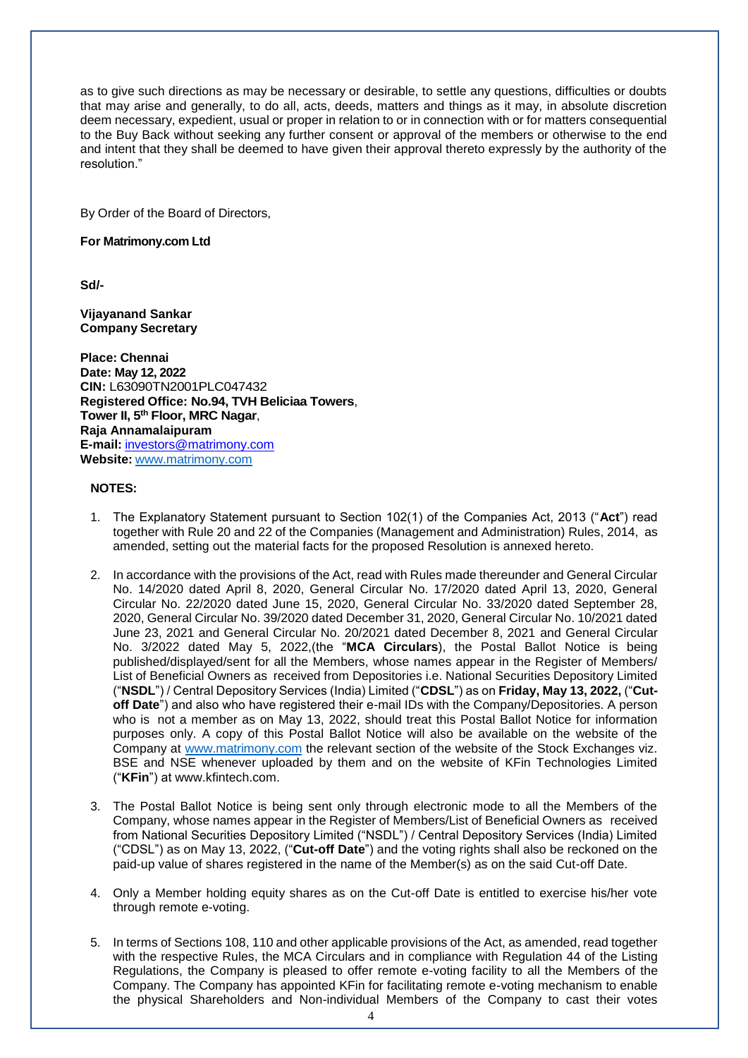as to give such directions as may be necessary or desirable, to settle any questions, difficulties or doubts that may arise and generally, to do all, acts, deeds, matters and things as it may, in absolute discretion deem necessary, expedient, usual or proper in relation to or in connection with or for matters consequential to the Buy Back without seeking any further consent or approval of the members or otherwise to the end and intent that they shall be deemed to have given their approval thereto expressly by the authority of the resolution."

By Order of the Board of Directors,

**For Matrimony.com Ltd**

**Sd/-**

**Vijayanand Sankar**
**Company Secretary**

**Place: Chennai**
**Date: May 12, 2022**
**CIN:** L63090TN2001PLC047432
**Registered Office: No.94, TVH Beliciaa Towers**,
**Tower II, 5th Floor, MRC Nagar**,
**Raja Annamalaipuram**
**E-mail:** investors@matrimony.com
**Website:** www.matrimony.com

**NOTES:**

1. The Explanatory Statement pursuant to Section 102(1) of the Companies Act, 2013 ("**Act**") read together with Rule 20 and 22 of the Companies (Management and Administration) Rules, 2014, as amended, setting out the material facts for the proposed Resolution is annexed hereto.

2. In accordance with the provisions of the Act, read with Rules made thereunder and General Circular No. 14/2020 dated April 8, 2020, General Circular No. 17/2020 dated April 13, 2020, General Circular No. 22/2020 dated June 15, 2020, General Circular No. 33/2020 dated September 28, 2020, General Circular No. 39/2020 dated December 31, 2020, General Circular No. 10/2021 dated June 23, 2021 and General Circular No. 20/2021 dated December 8, 2021 and General Circular No. 3/2022 dated May 5, 2022,(the "**MCA Circulars**), the Postal Ballot Notice is being published/displayed/sent for all the Members, whose names appear in the Register of Members/ List of Beneficial Owners as received from Depositories i.e. National Securities Depository Limited ("**NSDL**") / Central Depository Services (India) Limited ("**CDSL**") as on **Friday, May 13, 2022,** ("**Cut-off Date**") and also who have registered their e-mail IDs with the Company/Depositories. A person who is not a member as on May 13, 2022, should treat this Postal Ballot Notice for information purposes only. A copy of this Postal Ballot Notice will also be available on the website of the Company at www.matrimony.com the relevant section of the website of the Stock Exchanges viz. BSE and NSE whenever uploaded by them and on the website of KFin Technologies Limited ("**KFin**") at www.kfintech.com.

3. The Postal Ballot Notice is being sent only through electronic mode to all the Members of the Company, whose names appear in the Register of Members/List of Beneficial Owners as received from National Securities Depository Limited ("NSDL") / Central Depository Services (India) Limited ("CDSL") as on May 13, 2022, ("**Cut-off Date**") and the voting rights shall also be reckoned on the paid-up value of shares registered in the name of the Member(s) as on the said Cut-off Date.

4. Only a Member holding equity shares as on the Cut-off Date is entitled to exercise his/her vote through remote e-voting.

5. In terms of Sections 108, 110 and other applicable provisions of the Act, as amended, read together with the respective Rules, the MCA Circulars and in compliance with Regulation 44 of the Listing Regulations, the Company is pleased to offer remote e-voting facility to all the Members of the Company. The Company has appointed KFin for facilitating remote e-voting mechanism to enable the physical Shareholders and Non-individual Members of the Company to cast their votes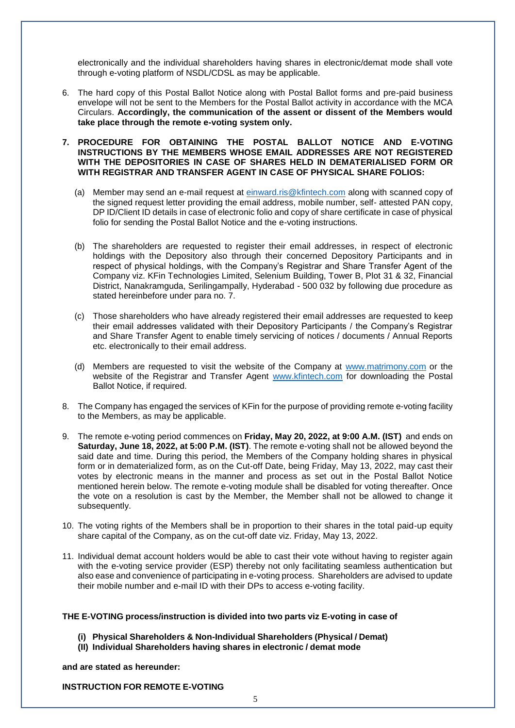electronically and the individual shareholders having shares in electronic/demat mode shall vote through e-voting platform of NSDL/CDSL as may be applicable.

6. The hard copy of this Postal Ballot Notice along with Postal Ballot forms and pre-paid business envelope will not be sent to the Members for the Postal Ballot activity in accordance with the MCA Circulars. **Accordingly, the communication of the assent or dissent of the Members would take place through the remote e-voting system only.**

7. **PROCEDURE FOR OBTAINING THE POSTAL BALLOT NOTICE AND E-VOTING INSTRUCTIONS BY THE MEMBERS WHOSE EMAIL ADDRESSES ARE NOT REGISTERED WITH THE DEPOSITORIES IN CASE OF SHARES HELD IN DEMATERIALISED FORM OR WITH REGISTRAR AND TRANSFER AGENT IN CASE OF PHYSICAL SHARE FOLIOS:**

   (a) Member may send an e-mail request at einward.ris@kfintech.com along with scanned copy of the signed request letter providing the email address, mobile number, self- attested PAN copy, DP ID/Client ID details in case of electronic folio and copy of share certificate in case of physical folio for sending the Postal Ballot Notice and the e-voting instructions.

   (b) The shareholders are requested to register their email addresses, in respect of electronic holdings with the Depository also through their concerned Depository Participants and in respect of physical holdings, with the Company's Registrar and Share Transfer Agent of the Company viz. KFin Technologies Limited, Selenium Building, Tower B, Plot 31 & 32, Financial District, Nanakramguda, Serilingampally, Hyderabad - 500 032 by following due procedure as stated hereinbefore under para no. 7.

   (c) Those shareholders who have already registered their email addresses are requested to keep their email addresses validated with their Depository Participants / the Company's Registrar and Share Transfer Agent to enable timely servicing of notices / documents / Annual Reports etc. electronically to their email address.

   (d) Members are requested to visit the website of the Company at www.matrimony.com or the website of the Registrar and Transfer Agent www.kfintech.com for downloading the Postal Ballot Notice, if required.

8. The Company has engaged the services of KFin for the purpose of providing remote e-voting facility to the Members, as may be applicable.

9. The remote e-voting period commences on **Friday, May 20, 2022, at 9:00 A.M. (IST)** and ends on **Saturday, June 18, 2022, at 5:00 P.M. (IST)**. The remote e-voting shall not be allowed beyond the said date and time. During this period, the Members of the Company holding shares in physical form or in dematerialized form, as on the Cut-off Date, being Friday, May 13, 2022, may cast their votes by electronic means in the manner and process as set out in the Postal Ballot Notice mentioned herein below. The remote e-voting module shall be disabled for voting thereafter. Once the vote on a resolution is cast by the Member, the Member shall not be allowed to change it subsequently.

10. The voting rights of the Members shall be in proportion to their shares in the total paid-up equity share capital of the Company, as on the cut-off date viz. Friday, May 13, 2022.

11. Individual demat account holders would be able to cast their vote without having to register again with the e-voting service provider (ESP) thereby not only facilitating seamless authentication but also ease and convenience of participating in e-voting process. Shareholders are advised to update their mobile number and e-mail ID with their DPs to access e-voting facility.

**THE E-VOTING process/instruction is divided into two parts viz E-voting in case of**

- **(i) Physical Shareholders & Non-Individual Shareholders (Physical / Demat)**
- **(II) Individual Shareholders having shares in electronic / demat mode**

**and are stated as hereunder:**

**INSTRUCTION FOR REMOTE E-VOTING**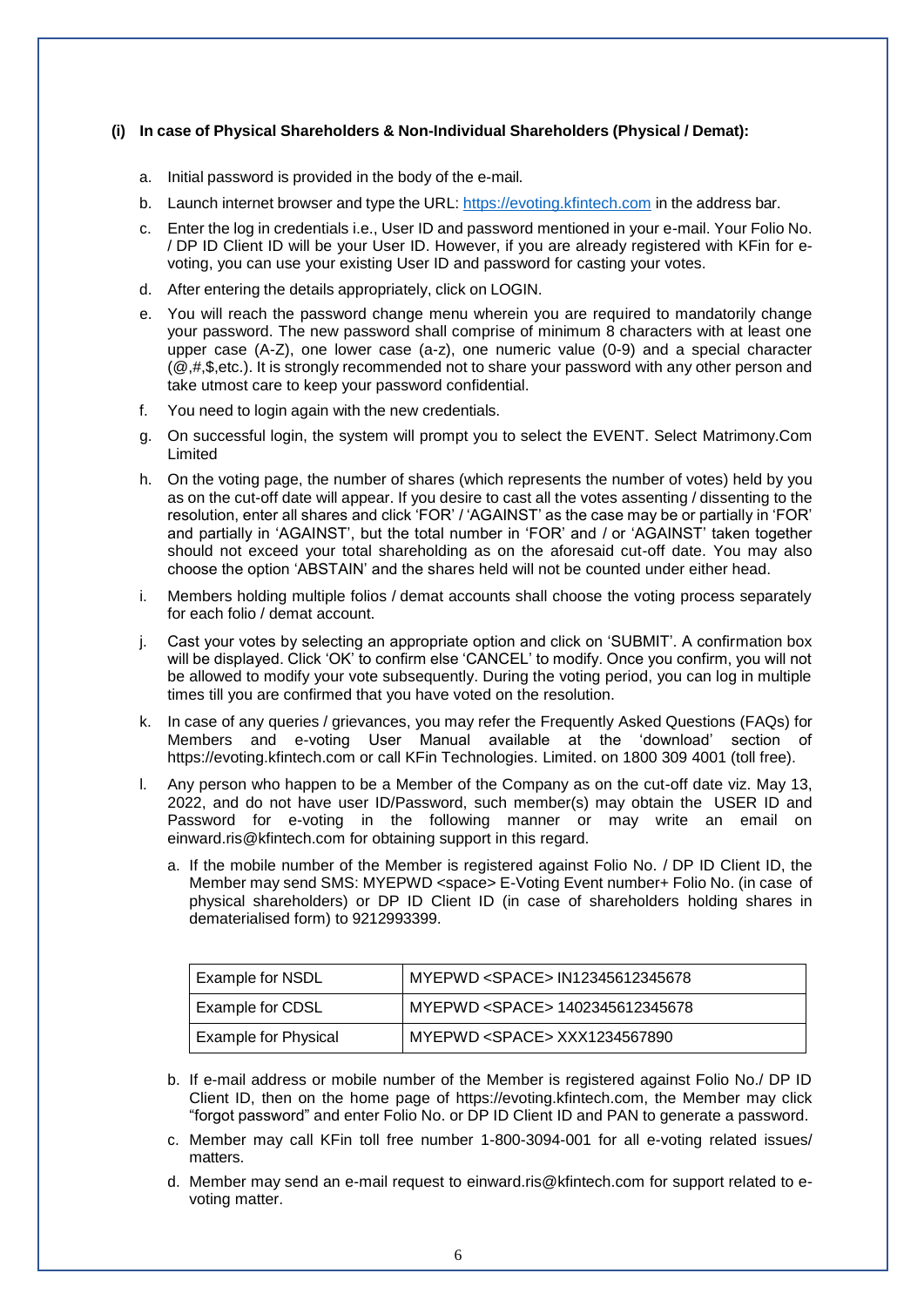**(i) In case of Physical Shareholders & Non-Individual Shareholders (Physical / Demat):**

a. Initial password is provided in the body of the e-mail.

b. Launch internet browser and type the URL: https://evoting.kfintech.com in the address bar.

c. Enter the log in credentials i.e., User ID and password mentioned in your e-mail. Your Folio No. / DP ID Client ID will be your User ID. However, if you are already registered with KFin for e-voting, you can use your existing User ID and password for casting your votes.

d. After entering the details appropriately, click on LOGIN.

e. You will reach the password change menu wherein you are required to mandatorily change your password. The new password shall comprise of minimum 8 characters with at least one upper case (A-Z), one lower case (a-z), one numeric value (0-9) and a special character (@,#,$,etc.). It is strongly recommended not to share your password with any other person and take utmost care to keep your password confidential.

f. You need to login again with the new credentials.

g. On successful login, the system will prompt you to select the EVENT. Select Matrimony.Com Limited

h. On the voting page, the number of shares (which represents the number of votes) held by you as on the cut-off date will appear. If you desire to cast all the votes assenting / dissenting to the resolution, enter all shares and click 'FOR' / 'AGAINST' as the case may be or partially in 'FOR' and partially in 'AGAINST', but the total number in 'FOR' and / or 'AGAINST' taken together should not exceed your total shareholding as on the aforesaid cut-off date. You may also choose the option 'ABSTAIN' and the shares held will not be counted under either head.

i. Members holding multiple folios / demat accounts shall choose the voting process separately for each folio / demat account.

j. Cast your votes by selecting an appropriate option and click on 'SUBMIT'. A confirmation box will be displayed. Click 'OK' to confirm else 'CANCEL' to modify. Once you confirm, you will not be allowed to modify your vote subsequently. During the voting period, you can log in multiple times till you are confirmed that you have voted on the resolution.

k. In case of any queries / grievances, you may refer the Frequently Asked Questions (FAQs) for Members and e-voting User Manual available at the 'download' section of https://evoting.kfintech.com or call KFin Technologies. Limited. on 1800 309 4001 (toll free).

l. Any person who happen to be a Member of the Company as on the cut-off date viz. May 13, 2022, and do not have user ID/Password, such member(s) may obtain the USER ID and Password for e-voting in the following manner or may write an email on einward.ris@kfintech.com for obtaining support in this regard.

   a. If the mobile number of the Member is registered against Folio No. / DP ID Client ID, the Member may send SMS: MYEPWD <space> E-Voting Event number+ Folio No. (in case of physical shareholders) or DP ID Client ID (in case of shareholders holding shares in dematerialised form) to 9212993399.

| Example for NSDL | MYEPWD <SPACE> IN12345612345678 |
|---|---|
| Example for CDSL | MYEPWD <SPACE> 1402345612345678 |
| Example for Physical | MYEPWD <SPACE> XXX1234567890 |

   b. If e-mail address or mobile number of the Member is registered against Folio No./ DP ID Client ID, then on the home page of https://evoting.kfintech.com, the Member may click "forgot password" and enter Folio No. or DP ID Client ID and PAN to generate a password.

   c. Member may call KFin toll free number 1-800-3094-001 for all e-voting related issues/ matters.

   d. Member may send an e-mail request to einward.ris@kfintech.com for support related to e-voting matter.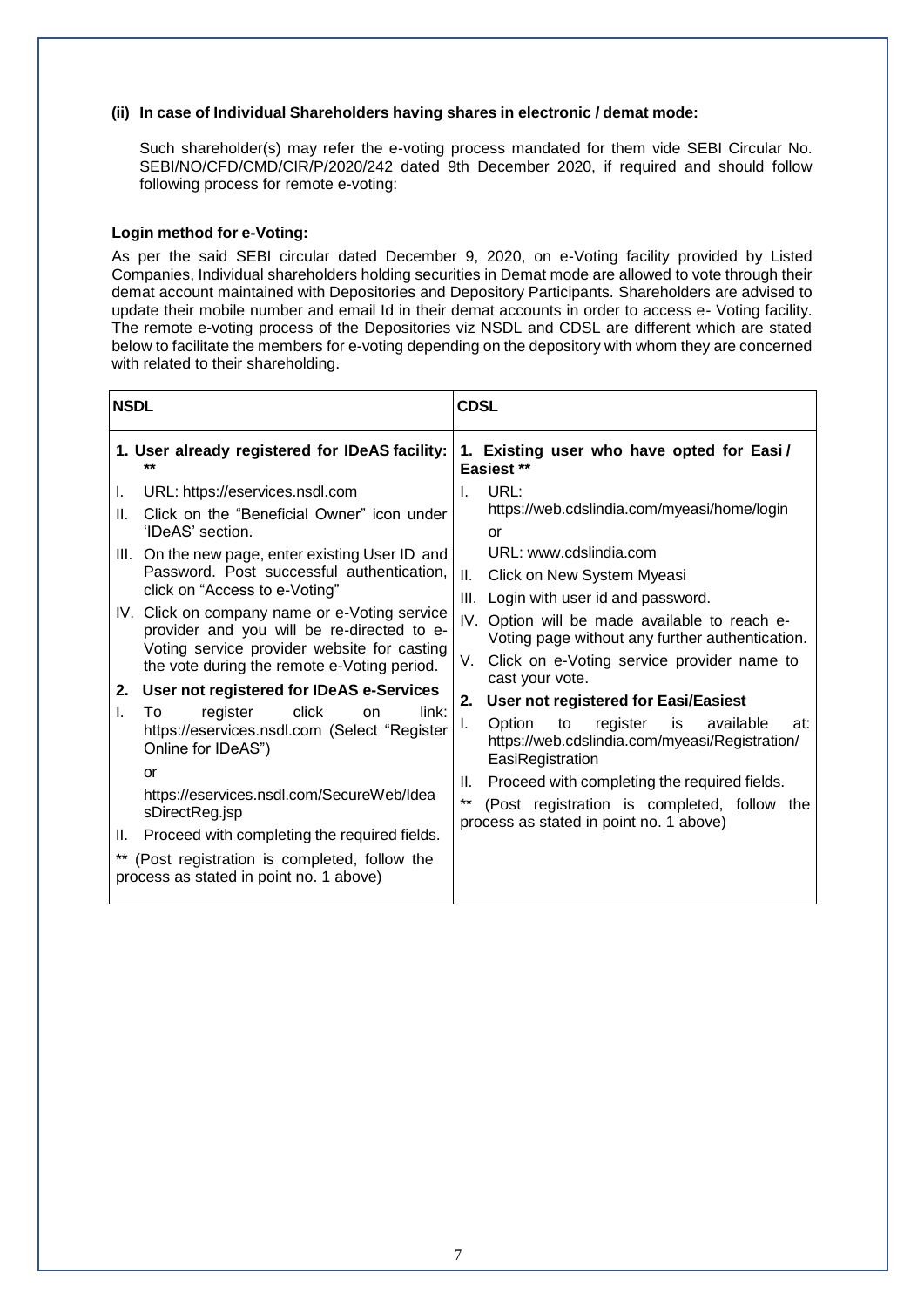**(ii) In case of Individual Shareholders having shares in electronic / demat mode:**

Such shareholder(s) may refer the e-voting process mandated for them vide SEBI Circular No. SEBI/NO/CFD/CMD/CIR/P/2020/242 dated 9th December 2020, if required and should follow following process for remote e-voting:

**Login method for e-Voting:**

As per the said SEBI circular dated December 9, 2020, on e-Voting facility provided by Listed Companies, Individual shareholders holding securities in Demat mode are allowed to vote through their demat account maintained with Depositories and Depository Participants. Shareholders are advised to update their mobile number and email Id in their demat accounts in order to access e- Voting facility. The remote e-voting process of the Depositories viz NSDL and CDSL are different which are stated below to facilitate the members for e-voting depending on the depository with whom they are concerned with related to their shareholding.

| NSDL | CDSL |
|---|---|
| **1. User already registered for IDeAS facility: \*\***<br>I. URL: https://eservices.nsdl.com<br>II. Click on the "Beneficial Owner" icon under 'IDeAS' section.<br>III. On the new page, enter existing User ID and Password. Post successful authentication, click on "Access to e-Voting"<br>IV. Click on company name or e-Voting service provider and you will be re-directed to e-Voting service provider website for casting the vote during the remote e-Voting period.<br>**2. User not registered for IDeAS e-Services**<br>I. To register click on link: https://eservices.nsdl.com (Select "Register Online for IDeAS")<br>or<br>https://eservices.nsdl.com/SecureWeb/IdeasDirectReg.jsp<br>II. Proceed with completing the required fields.<br>\*\* (Post registration is completed, follow the process as stated in point no. 1 above) | **1. Existing user who have opted for Easi / Easiest \*\***<br>I. URL: https://web.cdslindia.com/myeasi/home/login<br>or<br>URL: www.cdslindia.com<br>II. Click on New System Myeasi<br>III. Login with user id and password.<br>IV. Option will be made available to reach e-Voting page without any further authentication.<br>V. Click on e-Voting service provider name to cast your vote.<br>**2. User not registered for Easi/Easiest**<br>I. Option to register is available at: https://web.cdslindia.com/myeasi/Registration/EasiRegistration<br>II. Proceed with completing the required fields.<br>\*\* (Post registration is completed, follow the process as stated in point no. 1 above) |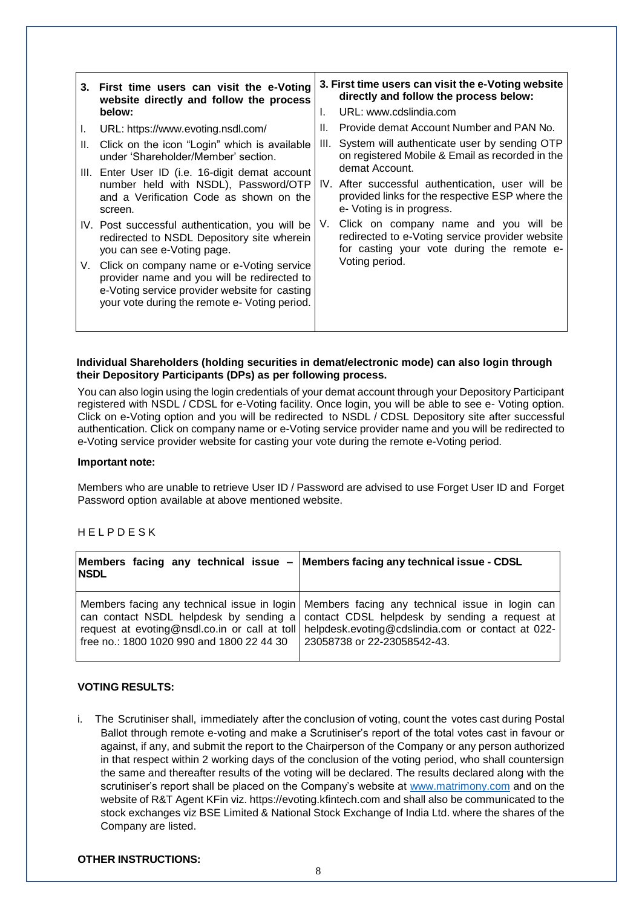| 3. First time users can visit the e-Voting website directly and follow the process below: | 3. First time users can visit the e-Voting website directly and follow the process below: |
|---|---|
| I. URL: https://www.evoting.nsdl.com/<br>II. Click on the icon "Login" which is available under 'Shareholder/Member' section.<br>III. Enter User ID (i.e. 16-digit demat account number held with NSDL), Password/OTP and a Verification Code as shown on the screen.<br>IV. Post successful authentication, you will be redirected to NSDL Depository site wherein you can see e-Voting page.<br>V. Click on company name or e-Voting service provider name and you will be redirected to e-Voting service provider website for casting your vote during the remote e- Voting period. | I. URL: www.cdslindia.com<br>II. Provide demat Account Number and PAN No.<br>III. System will authenticate user by sending OTP on registered Mobile & Email as recorded in the demat Account.<br>IV. After successful authentication, user will be provided links for the respective ESP where the e- Voting is in progress.<br>V. Click on company name and you will be redirected to e-Voting service provider website for casting your vote during the remote e-Voting period. |

**Individual Shareholders (holding securities in demat/electronic mode) can also login through their Depository Participants (DPs) as per following process.**

You can also login using the login credentials of your demat account through your Depository Participant registered with NSDL / CDSL for e-Voting facility. Once login, you will be able to see e- Voting option. Click on e-Voting option and you will be redirected to NSDL / CDSL Depository site after successful authentication. Click on company name or e-Voting service provider name and you will be redirected to e-Voting service provider website for casting your vote during the remote e-Voting period.

**Important note:**

Members who are unable to retrieve User ID / Password are advised to use Forget User ID and Forget Password option available at above mentioned website.

HELPDESK

| Members facing any technical issue – NSDL | Members facing any technical issue - CDSL |
|---|---|
| Members facing any technical issue in login can contact NSDL helpdesk by sending a request at evoting@nsdl.co.in or call at toll free no.: 1800 1020 990 and 1800 22 44 30 | Members facing any technical issue in login can contact CDSL helpdesk by sending a request at helpdesk.evoting@cdslindia.com or contact at 022-23058738 or 22-23058542-43. |

**VOTING RESULTS:**

i. The Scrutiniser shall, immediately after the conclusion of voting, count the votes cast during Postal Ballot through remote e-voting and make a Scrutiniser's report of the total votes cast in favour or against, if any, and submit the report to the Chairperson of the Company or any person authorized in that respect within 2 working days of the conclusion of the voting period, who shall countersign the same and thereafter results of the voting will be declared. The results declared along with the scrutiniser's report shall be placed on the Company's website at www.matrimony.com and on the website of R&T Agent KFin viz. https://evoting.kfintech.com and shall also be communicated to the stock exchanges viz BSE Limited & National Stock Exchange of India Ltd. where the shares of the Company are listed.

**OTHER INSTRUCTIONS:**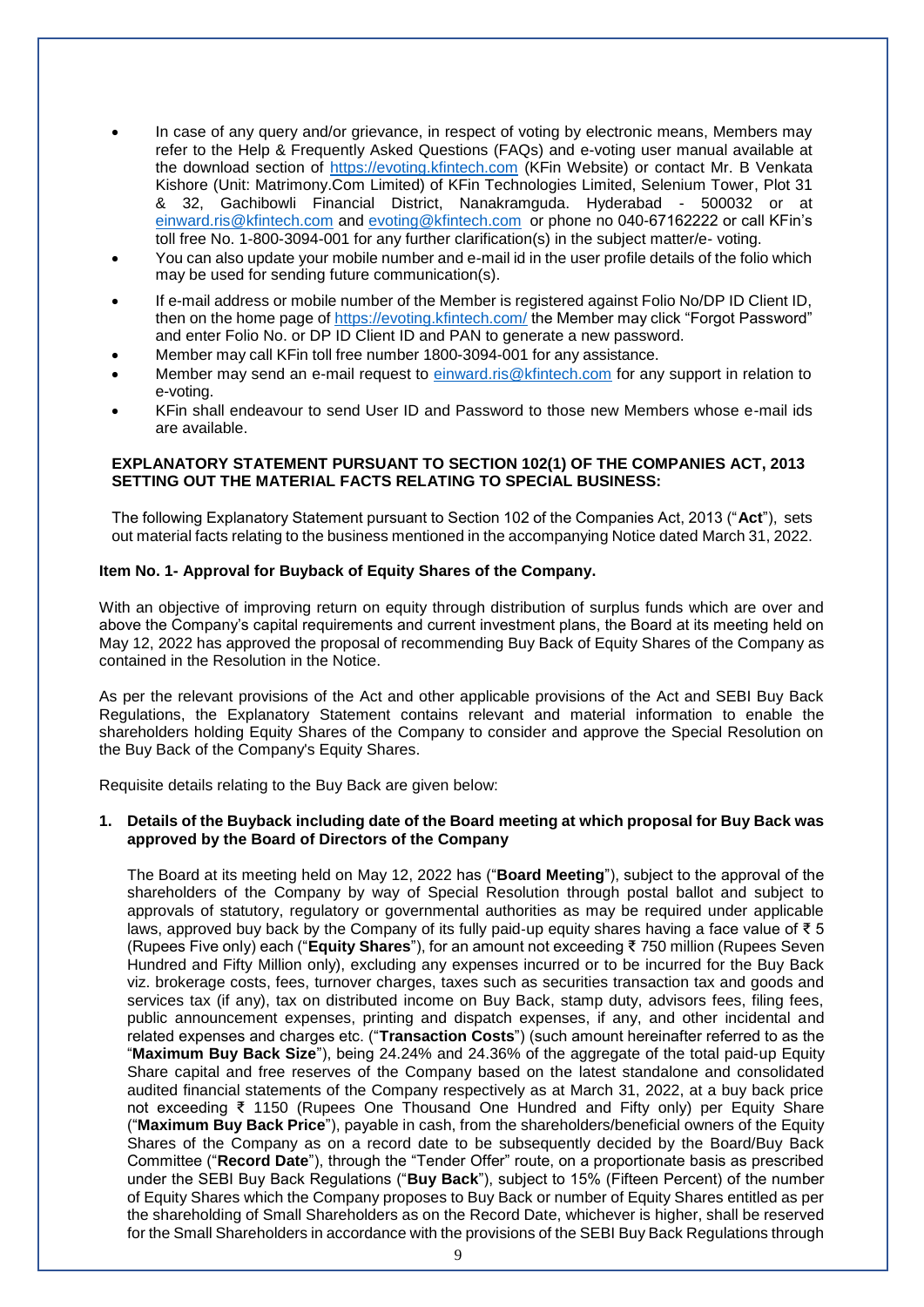- In case of any query and/or grievance, in respect of voting by electronic means, Members may refer to the Help & Frequently Asked Questions (FAQs) and e-voting user manual available at the download section of https://evoting.kfintech.com (KFin Website) or contact Mr. B Venkata Kishore (Unit: Matrimony.Com Limited) of KFin Technologies Limited, Selenium Tower, Plot 31 & 32, Gachibowli Financial District, Nanakramguda. Hyderabad - 500032 or at einward.ris@kfintech.com and evoting@kfintech.com or phone no 040-67162222 or call KFin's toll free No. 1-800-3094-001 for any further clarification(s) in the subject matter/e- voting.
- You can also update your mobile number and e-mail id in the user profile details of the folio which may be used for sending future communication(s).
- If e-mail address or mobile number of the Member is registered against Folio No/DP ID Client ID, then on the home page of https://evoting.kfintech.com/ the Member may click "Forgot Password" and enter Folio No. or DP ID Client ID and PAN to generate a new password.
- Member may call KFin toll free number 1800-3094-001 for any assistance.
- Member may send an e-mail request to einward.ris@kfintech.com for any support in relation to e-voting.
- KFin shall endeavour to send User ID and Password to those new Members whose e-mail ids are available.

**EXPLANATORY STATEMENT PURSUANT TO SECTION 102(1) OF THE COMPANIES ACT, 2013 SETTING OUT THE MATERIAL FACTS RELATING TO SPECIAL BUSINESS:**

The following Explanatory Statement pursuant to Section 102 of the Companies Act, 2013 ("**Act**"), sets out material facts relating to the business mentioned in the accompanying Notice dated March 31, 2022.

**Item No. 1- Approval for Buyback of Equity Shares of the Company.**

With an objective of improving return on equity through distribution of surplus funds which are over and above the Company's capital requirements and current investment plans, the Board at its meeting held on May 12, 2022 has approved the proposal of recommending Buy Back of Equity Shares of the Company as contained in the Resolution in the Notice.

As per the relevant provisions of the Act and other applicable provisions of the Act and SEBI Buy Back Regulations, the Explanatory Statement contains relevant and material information to enable the shareholders holding Equity Shares of the Company to consider and approve the Special Resolution on the Buy Back of the Company's Equity Shares.

Requisite details relating to the Buy Back are given below:

1. **Details of the Buyback including date of the Board meeting at which proposal for Buy Back was approved by the Board of Directors of the Company**

   The Board at its meeting held on May 12, 2022 has ("**Board Meeting**"), subject to the approval of the shareholders of the Company by way of Special Resolution through postal ballot and subject to approvals of statutory, regulatory or governmental authorities as may be required under applicable laws, approved buy back by the Company of its fully paid-up equity shares having a face value of ₹ 5 (Rupees Five only) each ("**Equity Shares**"), for an amount not exceeding ₹ 750 million (Rupees Seven Hundred and Fifty Million only), excluding any expenses incurred or to be incurred for the Buy Back viz. brokerage costs, fees, turnover charges, taxes such as securities transaction tax and goods and services tax (if any), tax on distributed income on Buy Back, stamp duty, advisors fees, filing fees, public announcement expenses, printing and dispatch expenses, if any, and other incidental and related expenses and charges etc. ("**Transaction Costs**") (such amount hereinafter referred to as the "**Maximum Buy Back Size**"), being 24.24% and 24.36% of the aggregate of the total paid-up Equity Share capital and free reserves of the Company based on the latest standalone and consolidated audited financial statements of the Company respectively as at March 31, 2022, at a buy back price not exceeding ₹ 1150 (Rupees One Thousand One Hundred and Fifty only) per Equity Share ("**Maximum Buy Back Price**"), payable in cash, from the shareholders/beneficial owners of the Equity Shares of the Company as on a record date to be subsequently decided by the Board/Buy Back Committee ("**Record Date**"), through the "Tender Offer" route, on a proportionate basis as prescribed under the SEBI Buy Back Regulations ("**Buy Back**"), subject to 15% (Fifteen Percent) of the number of Equity Shares which the Company proposes to Buy Back or number of Equity Shares entitled as per the shareholding of Small Shareholders as on the Record Date, whichever is higher, shall be reserved for the Small Shareholders in accordance with the provisions of the SEBI Buy Back Regulations through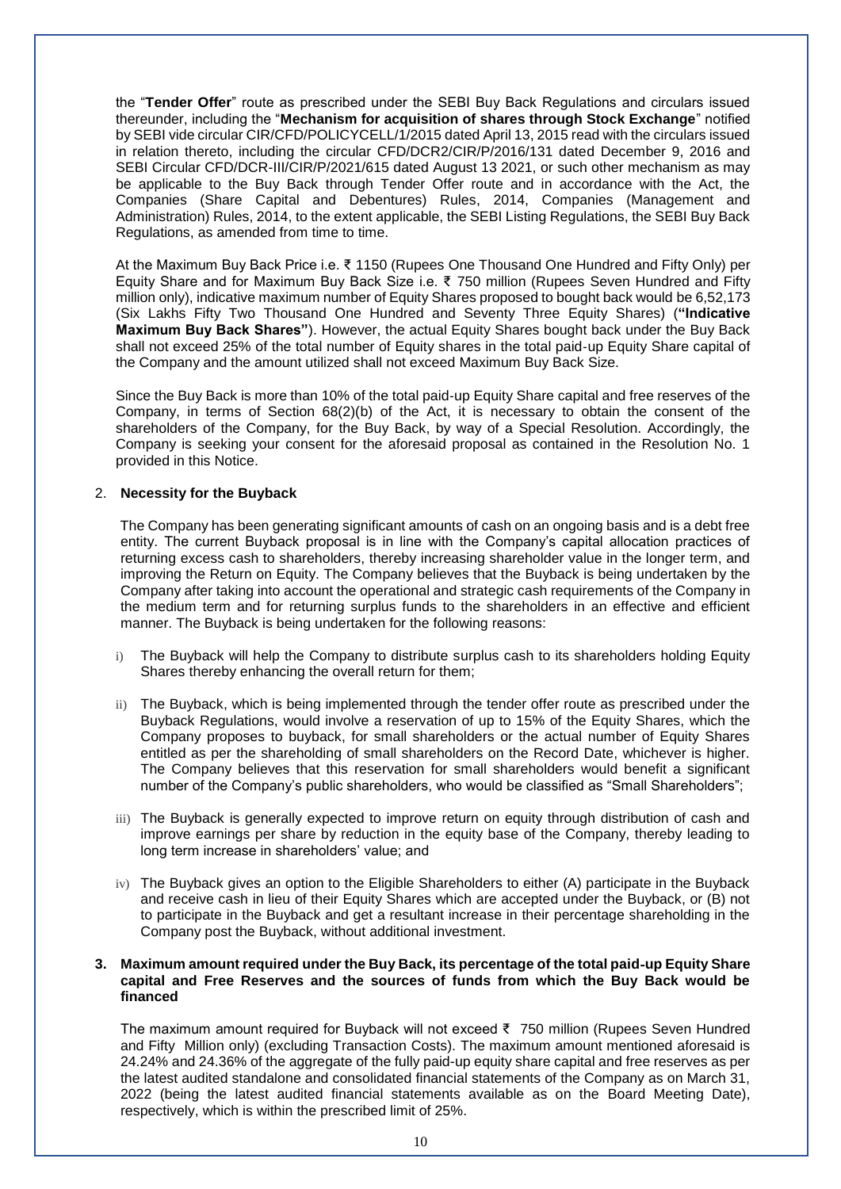the "**Tender Offer**" route as prescribed under the SEBI Buy Back Regulations and circulars issued thereunder, including the "**Mechanism for acquisition of shares through Stock Exchange**" notified by SEBI vide circular CIR/CFD/POLICYCELL/1/2015 dated April 13, 2015 read with the circulars issued in relation thereto, including the circular CFD/DCR2/CIR/P/2016/131 dated December 9, 2016 and SEBI Circular CFD/DCR-III/CIR/P/2021/615 dated August 13 2021, or such other mechanism as may be applicable to the Buy Back through Tender Offer route and in accordance with the Act, the Companies (Share Capital and Debentures) Rules, 2014, Companies (Management and Administration) Rules, 2014, to the extent applicable, the SEBI Listing Regulations, the SEBI Buy Back Regulations, as amended from time to time.

At the Maximum Buy Back Price i.e. ₹ 1150 (Rupees One Thousand One Hundred and Fifty Only) per Equity Share and for Maximum Buy Back Size i.e. ₹ 750 million (Rupees Seven Hundred and Fifty million only), indicative maximum number of Equity Shares proposed to bought back would be 6,52,173 (Six Lakhs Fifty Two Thousand One Hundred and Seventy Three Equity Shares) (**"Indicative Maximum Buy Back Shares"**). However, the actual Equity Shares bought back under the Buy Back shall not exceed 25% of the total number of Equity shares in the total paid-up Equity Share capital of the Company and the amount utilized shall not exceed Maximum Buy Back Size.

Since the Buy Back is more than 10% of the total paid-up Equity Share capital and free reserves of the Company, in terms of Section 68(2)(b) of the Act, it is necessary to obtain the consent of the shareholders of the Company, for the Buy Back, by way of a Special Resolution. Accordingly, the Company is seeking your consent for the aforesaid proposal as contained in the Resolution No. 1 provided in this Notice.

2. **Necessity for the Buyback**

The Company has been generating significant amounts of cash on an ongoing basis and is a debt free entity. The current Buyback proposal is in line with the Company's capital allocation practices of returning excess cash to shareholders, thereby increasing shareholder value in the longer term, and improving the Return on Equity. The Company believes that the Buyback is being undertaken by the Company after taking into account the operational and strategic cash requirements of the Company in the medium term and for returning surplus funds to the shareholders in an effective and efficient manner. The Buyback is being undertaken for the following reasons:

i) The Buyback will help the Company to distribute surplus cash to its shareholders holding Equity Shares thereby enhancing the overall return for them;

ii) The Buyback, which is being implemented through the tender offer route as prescribed under the Buyback Regulations, would involve a reservation of up to 15% of the Equity Shares, which the Company proposes to buyback, for small shareholders or the actual number of Equity Shares entitled as per the shareholding of small shareholders on the Record Date, whichever is higher. The Company believes that this reservation for small shareholders would benefit a significant number of the Company's public shareholders, who would be classified as "Small Shareholders";

iii) The Buyback is generally expected to improve return on equity through distribution of cash and improve earnings per share by reduction in the equity base of the Company, thereby leading to long term increase in shareholders' value; and

iv) The Buyback gives an option to the Eligible Shareholders to either (A) participate in the Buyback and receive cash in lieu of their Equity Shares which are accepted under the Buyback, or (B) not to participate in the Buyback and get a resultant increase in their percentage shareholding in the Company post the Buyback, without additional investment.

3. **Maximum amount required under the Buy Back, its percentage of the total paid-up Equity Share capital and Free Reserves and the sources of funds from which the Buy Back would be financed**

The maximum amount required for Buyback will not exceed ₹ 750 million (Rupees Seven Hundred and Fifty Million only) (excluding Transaction Costs). The maximum amount mentioned aforesaid is 24.24% and 24.36% of the aggregate of the fully paid-up equity share capital and free reserves as per the latest audited standalone and consolidated financial statements of the Company as on March 31, 2022 (being the latest audited financial statements available as on the Board Meeting Date), respectively, which is within the prescribed limit of 25%.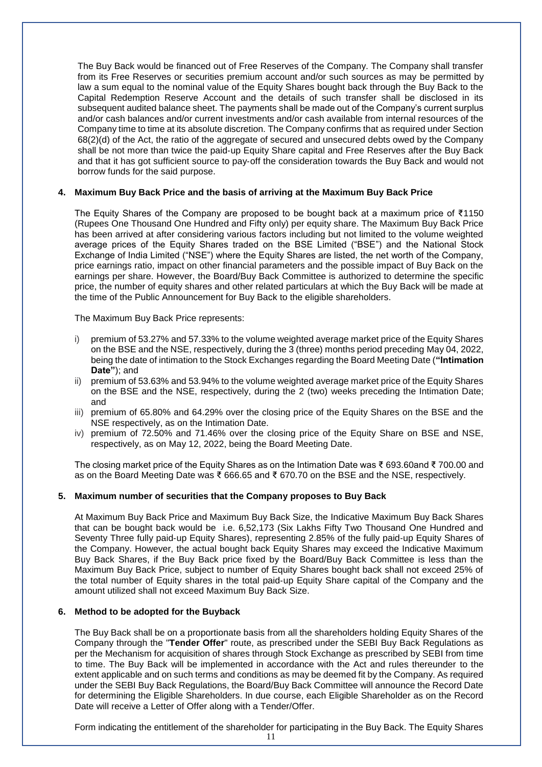The Buy Back would be financed out of Free Reserves of the Company. The Company shall transfer from its Free Reserves or securities premium account and/or such sources as may be permitted by law a sum equal to the nominal value of the Equity Shares bought back through the Buy Back to the Capital Redemption Reserve Account and the details of such transfer shall be disclosed in its subsequent audited balance sheet. The payments shall be made out of the Company's current surplus and/or cash balances and/or current investments and/or cash available from internal resources of the Company time to time at its absolute discretion. The Company confirms that as required under Section 68(2)(d) of the Act, the ratio of the aggregate of secured and unsecured debts owed by the Company shall be not more than twice the paid-up Equity Share capital and Free Reserves after the Buy Back and that it has got sufficient source to pay-off the consideration towards the Buy Back and would not borrow funds for the said purpose.

**4. Maximum Buy Back Price and the basis of arriving at the Maximum Buy Back Price**

The Equity Shares of the Company are proposed to be bought back at a maximum price of ₹1150 (Rupees One Thousand One Hundred and Fifty only) per equity share. The Maximum Buy Back Price has been arrived at after considering various factors including but not limited to the volume weighted average prices of the Equity Shares traded on the BSE Limited ("BSE") and the National Stock Exchange of India Limited ("NSE") where the Equity Shares are listed, the net worth of the Company, price earnings ratio, impact on other financial parameters and the possible impact of Buy Back on the earnings per share. However, the Board/Buy Back Committee is authorized to determine the specific price, the number of equity shares and other related particulars at which the Buy Back will be made at the time of the Public Announcement for Buy Back to the eligible shareholders.

The Maximum Buy Back Price represents:

i) premium of 53.27% and 57.33% to the volume weighted average market price of the Equity Shares on the BSE and the NSE, respectively, during the 3 (three) months period preceding May 04, 2022, being the date of intimation to the Stock Exchanges regarding the Board Meeting Date (**"Intimation Date"**); and
ii) premium of 53.63% and 53.94% to the volume weighted average market price of the Equity Shares on the BSE and the NSE, respectively, during the 2 (two) weeks preceding the Intimation Date; and
iii) premium of 65.80% and 64.29% over the closing price of the Equity Shares on the BSE and the NSE respectively, as on the Intimation Date.
iv) premium of 72.50% and 71.46% over the closing price of the Equity Share on BSE and NSE, respectively, as on May 12, 2022, being the Board Meeting Date.

The closing market price of the Equity Shares as on the Intimation Date was ₹ 693.60and ₹ 700.00 and as on the Board Meeting Date was ₹ 666.65 and ₹ 670.70 on the BSE and the NSE, respectively.

**5. Maximum number of securities that the Company proposes to Buy Back**

At Maximum Buy Back Price and Maximum Buy Back Size, the Indicative Maximum Buy Back Shares that can be bought back would be i.e. 6,52,173 (Six Lakhs Fifty Two Thousand One Hundred and Seventy Three fully paid-up Equity Shares), representing 2.85% of the fully paid-up Equity Shares of the Company. However, the actual bought back Equity Shares may exceed the Indicative Maximum Buy Back Shares, if the Buy Back price fixed by the Board/Buy Back Committee is less than the Maximum Buy Back Price, subject to number of Equity Shares bought back shall not exceed 25% of the total number of Equity shares in the total paid-up Equity Share capital of the Company and the amount utilized shall not exceed Maximum Buy Back Size.

**6. Method to be adopted for the Buyback**

The Buy Back shall be on a proportionate basis from all the shareholders holding Equity Shares of the Company through the "**Tender Offer**" route, as prescribed under the SEBI Buy Back Regulations as per the Mechanism for acquisition of shares through Stock Exchange as prescribed by SEBI from time to time. The Buy Back will be implemented in accordance with the Act and rules thereunder to the extent applicable and on such terms and conditions as may be deemed fit by the Company. As required under the SEBI Buy Back Regulations, the Board/Buy Back Committee will announce the Record Date for determining the Eligible Shareholders. In due course, each Eligible Shareholder as on the Record Date will receive a Letter of Offer along with a Tender/Offer.

Form indicating the entitlement of the shareholder for participating in the Buy Back. The Equity Shares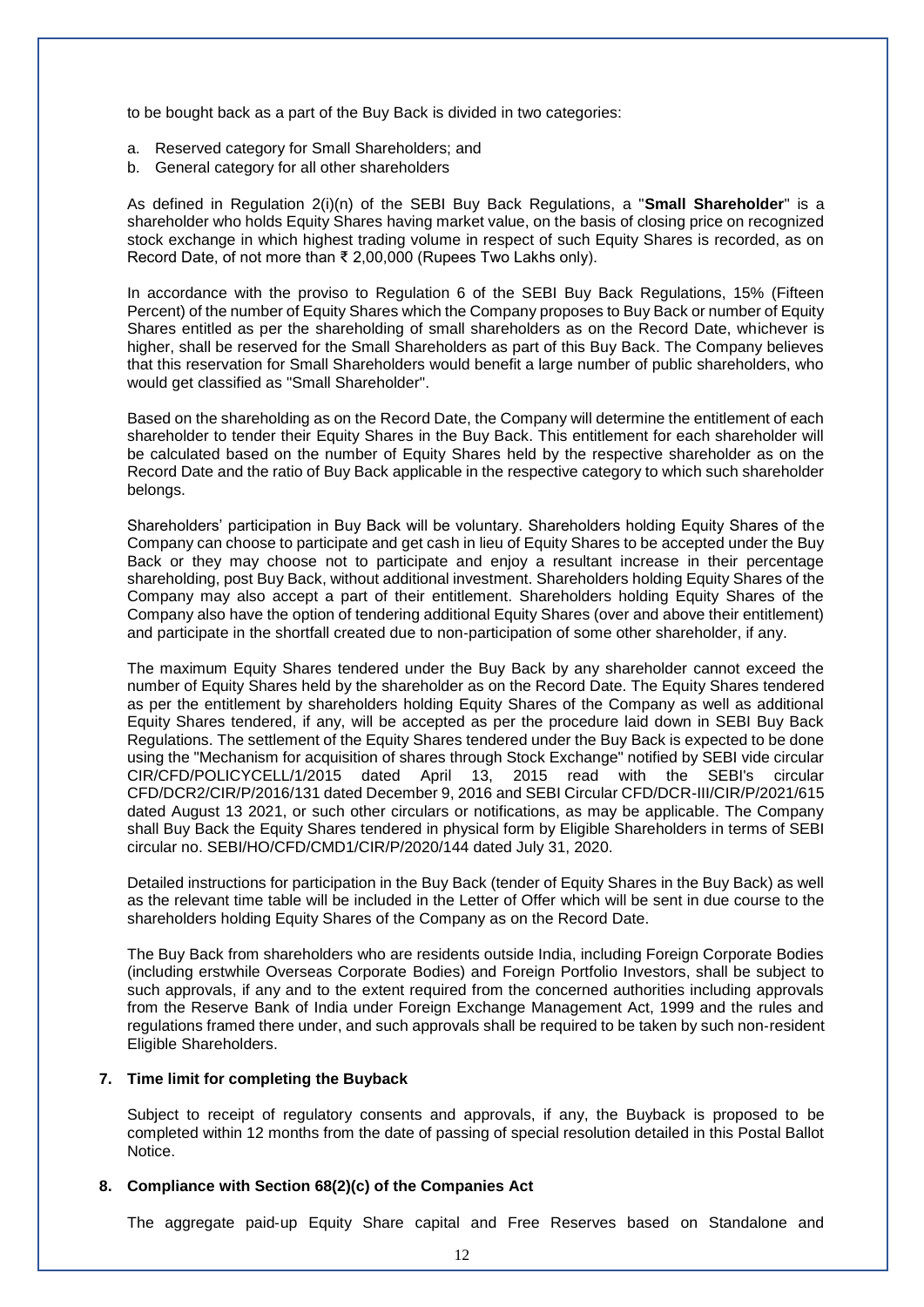to be bought back as a part of the Buy Back is divided in two categories:

a. Reserved category for Small Shareholders; and
b. General category for all other shareholders

As defined in Regulation 2(i)(n) of the SEBI Buy Back Regulations, a "**Small Shareholder**" is a shareholder who holds Equity Shares having market value, on the basis of closing price on recognized stock exchange in which highest trading volume in respect of such Equity Shares is recorded, as on Record Date, of not more than ₹ 2,00,000 (Rupees Two Lakhs only).

In accordance with the proviso to Regulation 6 of the SEBI Buy Back Regulations, 15% (Fifteen Percent) of the number of Equity Shares which the Company proposes to Buy Back or number of Equity Shares entitled as per the shareholding of small shareholders as on the Record Date, whichever is higher, shall be reserved for the Small Shareholders as part of this Buy Back. The Company believes that this reservation for Small Shareholders would benefit a large number of public shareholders, who would get classified as "Small Shareholder".

Based on the shareholding as on the Record Date, the Company will determine the entitlement of each shareholder to tender their Equity Shares in the Buy Back. This entitlement for each shareholder will be calculated based on the number of Equity Shares held by the respective shareholder as on the Record Date and the ratio of Buy Back applicable in the respective category to which such shareholder belongs.

Shareholders' participation in Buy Back will be voluntary. Shareholders holding Equity Shares of the Company can choose to participate and get cash in lieu of Equity Shares to be accepted under the Buy Back or they may choose not to participate and enjoy a resultant increase in their percentage shareholding, post Buy Back, without additional investment. Shareholders holding Equity Shares of the Company may also accept a part of their entitlement. Shareholders holding Equity Shares of the Company also have the option of tendering additional Equity Shares (over and above their entitlement) and participate in the shortfall created due to non-participation of some other shareholder, if any.

The maximum Equity Shares tendered under the Buy Back by any shareholder cannot exceed the number of Equity Shares held by the shareholder as on the Record Date. The Equity Shares tendered as per the entitlement by shareholders holding Equity Shares of the Company as well as additional Equity Shares tendered, if any, will be accepted as per the procedure laid down in SEBI Buy Back Regulations. The settlement of the Equity Shares tendered under the Buy Back is expected to be done using the "Mechanism for acquisition of shares through Stock Exchange" notified by SEBI vide circular CIR/CFD/POLICYCELL/1/2015 dated April 13, 2015 read with the SEBI's circular CFD/DCR2/CIR/P/2016/131 dated December 9, 2016 and SEBI Circular CFD/DCR-III/CIR/P/2021/615 dated August 13 2021, or such other circulars or notifications, as may be applicable. The Company shall Buy Back the Equity Shares tendered in physical form by Eligible Shareholders in terms of SEBI circular no. SEBI/HO/CFD/CMD1/CIR/P/2020/144 dated July 31, 2020.

Detailed instructions for participation in the Buy Back (tender of Equity Shares in the Buy Back) as well as the relevant time table will be included in the Letter of Offer which will be sent in due course to the shareholders holding Equity Shares of the Company as on the Record Date.

The Buy Back from shareholders who are residents outside India, including Foreign Corporate Bodies (including erstwhile Overseas Corporate Bodies) and Foreign Portfolio Investors, shall be subject to such approvals, if any and to the extent required from the concerned authorities including approvals from the Reserve Bank of India under Foreign Exchange Management Act, 1999 and the rules and regulations framed there under, and such approvals shall be required to be taken by such non-resident Eligible Shareholders.

**7. Time limit for completing the Buyback**

Subject to receipt of regulatory consents and approvals, if any, the Buyback is proposed to be completed within 12 months from the date of passing of special resolution detailed in this Postal Ballot Notice.

**8. Compliance with Section 68(2)(c) of the Companies Act**

The aggregate paid-up Equity Share capital and Free Reserves based on Standalone and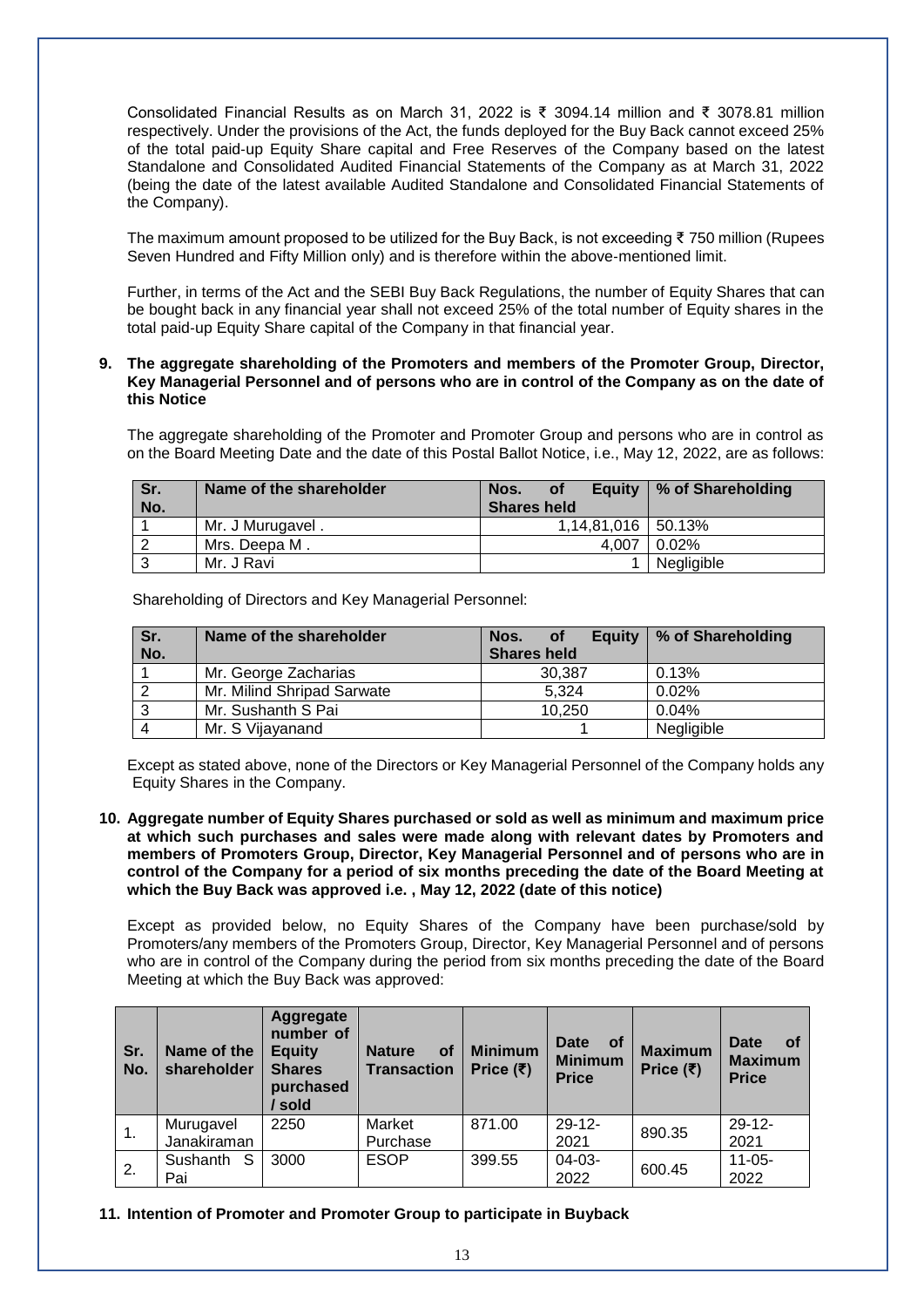Consolidated Financial Results as on March 31, 2022 is ₹ 3094.14 million and ₹ 3078.81 million respectively. Under the provisions of the Act, the funds deployed for the Buy Back cannot exceed 25% of the total paid-up Equity Share capital and Free Reserves of the Company based on the latest Standalone and Consolidated Audited Financial Statements of the Company as at March 31, 2022 (being the date of the latest available Audited Standalone and Consolidated Financial Statements of the Company).

The maximum amount proposed to be utilized for the Buy Back, is not exceeding ₹ 750 million (Rupees Seven Hundred and Fifty Million only) and is therefore within the above-mentioned limit.

Further, in terms of the Act and the SEBI Buy Back Regulations, the number of Equity Shares that can be bought back in any financial year shall not exceed 25% of the total number of Equity shares in the total paid-up Equity Share capital of the Company in that financial year.

**9. The aggregate shareholding of the Promoters and members of the Promoter Group, Director, Key Managerial Personnel and of persons who are in control of the Company as on the date of this Notice**

The aggregate shareholding of the Promoter and Promoter Group and persons who are in control as on the Board Meeting Date and the date of this Postal Ballot Notice, i.e., May 12, 2022, are as follows:

| Sr. No. | Name of the shareholder | Nos. of Equity Shares held | % of Shareholding |
|---|---|---|---|
| 1 | Mr. J Murugavel . | 1,14,81,016 | 50.13% |
| 2 | Mrs. Deepa M . | 4,007 | 0.02% |
| 3 | Mr. J Ravi | 1 | Negligible |

Shareholding of Directors and Key Managerial Personnel:

| Sr. No. | Name of the shareholder | Nos. of Equity Shares held | % of Shareholding |
|---|---|---|---|
| 1 | Mr. George Zacharias | 30,387 | 0.13% |
| 2 | Mr. Milind Shripad Sarwate | 5,324 | 0.02% |
| 3 | Mr. Sushanth S Pai | 10,250 | 0.04% |
| 4 | Mr. S Vijayanand | 1 | Negligible |

Except as stated above, none of the Directors or Key Managerial Personnel of the Company holds any Equity Shares in the Company.

**10. Aggregate number of Equity Shares purchased or sold as well as minimum and maximum price at which such purchases and sales were made along with relevant dates by Promoters and members of Promoters Group, Director, Key Managerial Personnel and of persons who are in control of the Company for a period of six months preceding the date of the Board Meeting at which the Buy Back was approved i.e. , May 12, 2022 (date of this notice)**

Except as provided below, no Equity Shares of the Company have been purchase/sold by Promoters/any members of the Promoters Group, Director, Key Managerial Personnel and of persons who are in control of the Company during the period from six months preceding the date of the Board Meeting at which the Buy Back was approved:

| Sr. No. | Name of the shareholder | Aggregate number of Equity Shares purchased / sold | Nature of Transaction | Minimum Price (₹) | Date of Minimum Price | Maximum Price (₹) | Date of Maximum Price |
|---|---|---|---|---|---|---|---|
| 1. | Murugavel Janakiraman | 2250 | Market Purchase | 871.00 | 29-12-2021 | 890.35 | 29-12-2021 |
| 2. | Sushanth S Pai | 3000 | ESOP | 399.55 | 04-03-2022 | 600.45 | 11-05-2022 |

**11. Intention of Promoter and Promoter Group to participate in Buyback**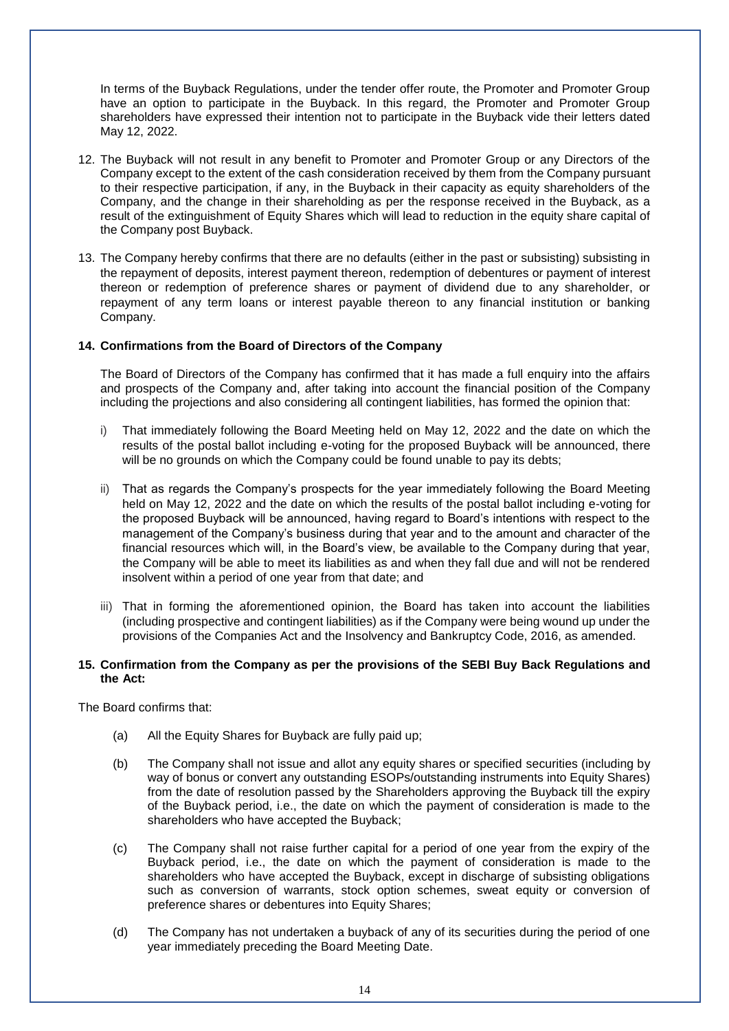In terms of the Buyback Regulations, under the tender offer route, the Promoter and Promoter Group have an option to participate in the Buyback. In this regard, the Promoter and Promoter Group shareholders have expressed their intention not to participate in the Buyback vide their letters dated May 12, 2022.

12. The Buyback will not result in any benefit to Promoter and Promoter Group or any Directors of the Company except to the extent of the cash consideration received by them from the Company pursuant to their respective participation, if any, in the Buyback in their capacity as equity shareholders of the Company, and the change in their shareholding as per the response received in the Buyback, as a result of the extinguishment of Equity Shares which will lead to reduction in the equity share capital of the Company post Buyback.

13. The Company hereby confirms that there are no defaults (either in the past or subsisting) subsisting in the repayment of deposits, interest payment thereon, redemption of debentures or payment of interest thereon or redemption of preference shares or payment of dividend due to any shareholder, or repayment of any term loans or interest payable thereon to any financial institution or banking Company.

**14. Confirmations from the Board of Directors of the Company**

The Board of Directors of the Company has confirmed that it has made a full enquiry into the affairs and prospects of the Company and, after taking into account the financial position of the Company including the projections and also considering all contingent liabilities, has formed the opinion that:

i) That immediately following the Board Meeting held on May 12, 2022 and the date on which the results of the postal ballot including e-voting for the proposed Buyback will be announced, there will be no grounds on which the Company could be found unable to pay its debts;

ii) That as regards the Company's prospects for the year immediately following the Board Meeting held on May 12, 2022 and the date on which the results of the postal ballot including e-voting for the proposed Buyback will be announced, having regard to Board's intentions with respect to the management of the Company's business during that year and to the amount and character of the financial resources which will, in the Board's view, be available to the Company during that year, the Company will be able to meet its liabilities as and when they fall due and will not be rendered insolvent within a period of one year from that date; and

iii) That in forming the aforementioned opinion, the Board has taken into account the liabilities (including prospective and contingent liabilities) as if the Company were being wound up under the provisions of the Companies Act and the Insolvency and Bankruptcy Code, 2016, as amended.

**15. Confirmation from the Company as per the provisions of the SEBI Buy Back Regulations and the Act:**

The Board confirms that:

(a) All the Equity Shares for Buyback are fully paid up;

(b) The Company shall not issue and allot any equity shares or specified securities (including by way of bonus or convert any outstanding ESOPs/outstanding instruments into Equity Shares) from the date of resolution passed by the Shareholders approving the Buyback till the expiry of the Buyback period, i.e., the date on which the payment of consideration is made to the shareholders who have accepted the Buyback;

(c) The Company shall not raise further capital for a period of one year from the expiry of the Buyback period, i.e., the date on which the payment of consideration is made to the shareholders who have accepted the Buyback, except in discharge of subsisting obligations such as conversion of warrants, stock option schemes, sweat equity or conversion of preference shares or debentures into Equity Shares;

(d) The Company has not undertaken a buyback of any of its securities during the period of one year immediately preceding the Board Meeting Date.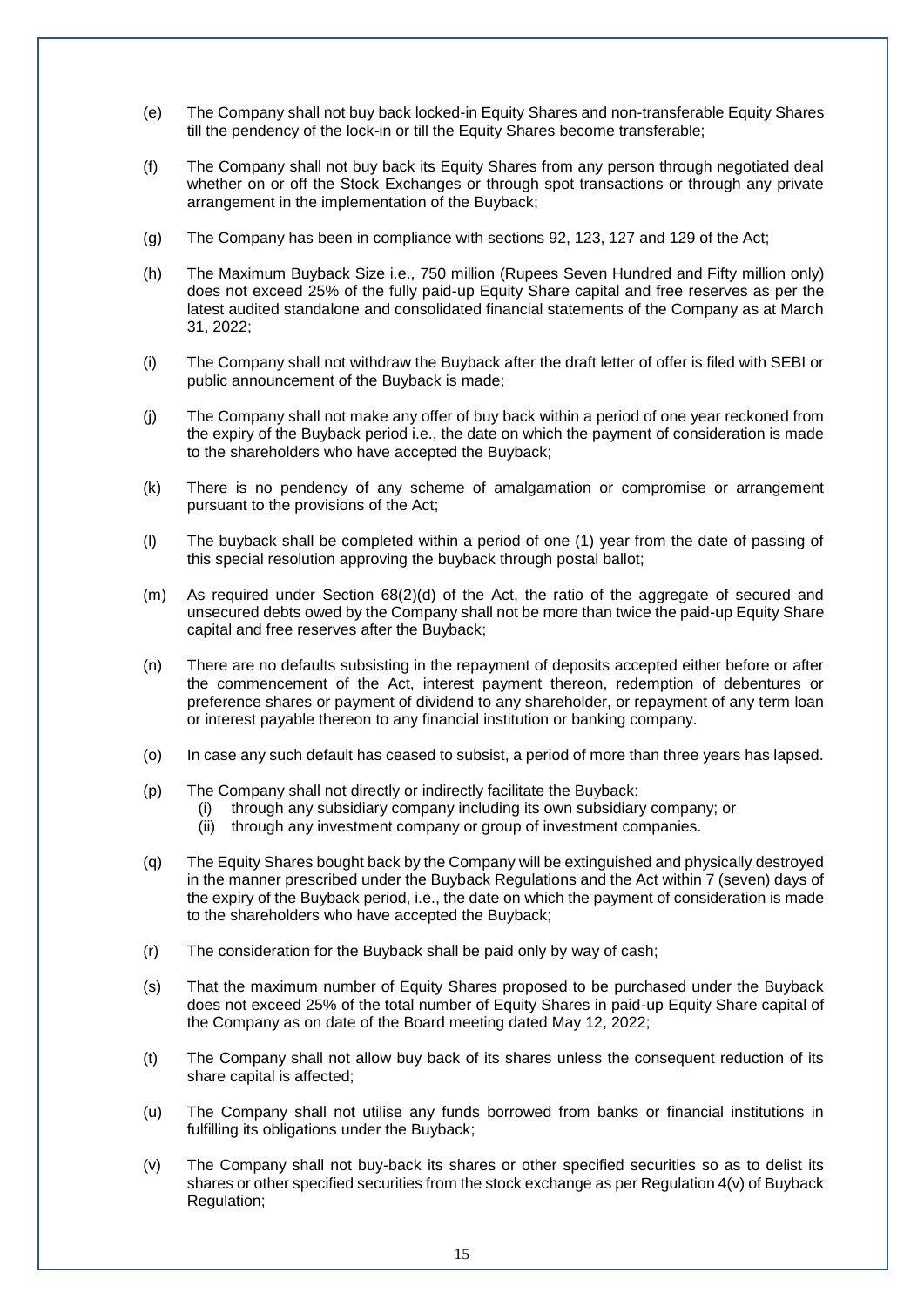(e) The Company shall not buy back locked-in Equity Shares and non-transferable Equity Shares till the pendency of the lock-in or till the Equity Shares become transferable;

(f) The Company shall not buy back its Equity Shares from any person through negotiated deal whether on or off the Stock Exchanges or through spot transactions or through any private arrangement in the implementation of the Buyback;

(g) The Company has been in compliance with sections 92, 123, 127 and 129 of the Act;

(h) The Maximum Buyback Size i.e., 750 million (Rupees Seven Hundred and Fifty million only) does not exceed 25% of the fully paid-up Equity Share capital and free reserves as per the latest audited standalone and consolidated financial statements of the Company as at March 31, 2022;

(i) The Company shall not withdraw the Buyback after the draft letter of offer is filed with SEBI or public announcement of the Buyback is made;

(j) The Company shall not make any offer of buy back within a period of one year reckoned from the expiry of the Buyback period i.e., the date on which the payment of consideration is made to the shareholders who have accepted the Buyback;

(k) There is no pendency of any scheme of amalgamation or compromise or arrangement pursuant to the provisions of the Act;

(l) The buyback shall be completed within a period of one (1) year from the date of passing of this special resolution approving the buyback through postal ballot;

(m) As required under Section 68(2)(d) of the Act, the ratio of the aggregate of secured and unsecured debts owed by the Company shall not be more than twice the paid-up Equity Share capital and free reserves after the Buyback;

(n) There are no defaults subsisting in the repayment of deposits accepted either before or after the commencement of the Act, interest payment thereon, redemption of debentures or preference shares or payment of dividend to any shareholder, or repayment of any term loan or interest payable thereon to any financial institution or banking company.

(o) In case any such default has ceased to subsist, a period of more than three years has lapsed.

(p) The Company shall not directly or indirectly facilitate the Buyback:
   (i) through any subsidiary company including its own subsidiary company; or
   (ii) through any investment company or group of investment companies.

(q) The Equity Shares bought back by the Company will be extinguished and physically destroyed in the manner prescribed under the Buyback Regulations and the Act within 7 (seven) days of the expiry of the Buyback period, i.e., the date on which the payment of consideration is made to the shareholders who have accepted the Buyback;

(r) The consideration for the Buyback shall be paid only by way of cash;

(s) That the maximum number of Equity Shares proposed to be purchased under the Buyback does not exceed 25% of the total number of Equity Shares in paid-up Equity Share capital of the Company as on date of the Board meeting dated May 12, 2022;

(t) The Company shall not allow buy back of its shares unless the consequent reduction of its share capital is affected;

(u) The Company shall not utilise any funds borrowed from banks or financial institutions in fulfilling its obligations under the Buyback;

(v) The Company shall not buy-back its shares or other specified securities so as to delist its shares or other specified securities from the stock exchange as per Regulation 4(v) of Buyback Regulation;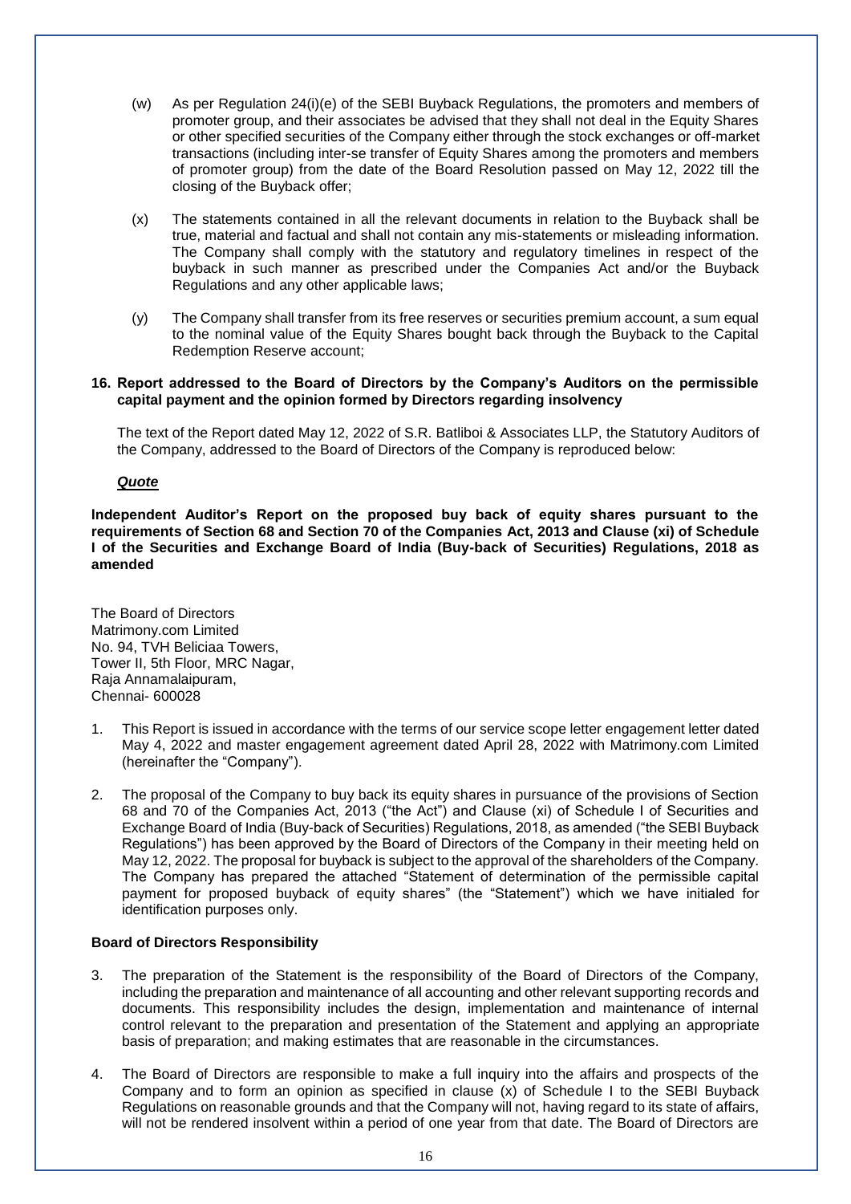(w) As per Regulation 24(i)(e) of the SEBI Buyback Regulations, the promoters and members of promoter group, and their associates be advised that they shall not deal in the Equity Shares or other specified securities of the Company either through the stock exchanges or off-market transactions (including inter-se transfer of Equity Shares among the promoters and members of promoter group) from the date of the Board Resolution passed on May 12, 2022 till the closing of the Buyback offer;

(x) The statements contained in all the relevant documents in relation to the Buyback shall be true, material and factual and shall not contain any mis-statements or misleading information. The Company shall comply with the statutory and regulatory timelines in respect of the buyback in such manner as prescribed under the Companies Act and/or the Buyback Regulations and any other applicable laws;

(y) The Company shall transfer from its free reserves or securities premium account, a sum equal to the nominal value of the Equity Shares bought back through the Buyback to the Capital Redemption Reserve account;

## 16. Report addressed to the Board of Directors by the Company's Auditors on the permissible capital payment and the opinion formed by Directors regarding insolvency

The text of the Report dated May 12, 2022 of S.R. Batliboi & Associates LLP, the Statutory Auditors of the Company, addressed to the Board of Directors of the Company is reproduced below:

***Quote***

**Independent Auditor's Report on the proposed buy back of equity shares pursuant to the requirements of Section 68 and Section 70 of the Companies Act, 2013 and Clause (xi) of Schedule I of the Securities and Exchange Board of India (Buy-back of Securities) Regulations, 2018 as amended**

The Board of Directors
Matrimony.com Limited
No. 94, TVH Beliciaa Towers,
Tower II, 5th Floor, MRC Nagar,
Raja Annamalaipuram,
Chennai- 600028

1. This Report is issued in accordance with the terms of our service scope letter engagement letter dated May 4, 2022 and master engagement agreement dated April 28, 2022 with Matrimony.com Limited (hereinafter the "Company").

2. The proposal of the Company to buy back its equity shares in pursuance of the provisions of Section 68 and 70 of the Companies Act, 2013 ("the Act") and Clause (xi) of Schedule I of Securities and Exchange Board of India (Buy-back of Securities) Regulations, 2018, as amended ("the SEBI Buyback Regulations") has been approved by the Board of Directors of the Company in their meeting held on May 12, 2022. The proposal for buyback is subject to the approval of the shareholders of the Company. The Company has prepared the attached "Statement of determination of the permissible capital payment for proposed buyback of equity shares" (the "Statement") which we have initialed for identification purposes only.

**Board of Directors Responsibility**

3. The preparation of the Statement is the responsibility of the Board of Directors of the Company, including the preparation and maintenance of all accounting and other relevant supporting records and documents. This responsibility includes the design, implementation and maintenance of internal control relevant to the preparation and presentation of the Statement and applying an appropriate basis of preparation; and making estimates that are reasonable in the circumstances.

4. The Board of Directors are responsible to make a full inquiry into the affairs and prospects of the Company and to form an opinion as specified in clause (x) of Schedule I to the SEBI Buyback Regulations on reasonable grounds and that the Company will not, having regard to its state of affairs, will not be rendered insolvent within a period of one year from that date. The Board of Directors are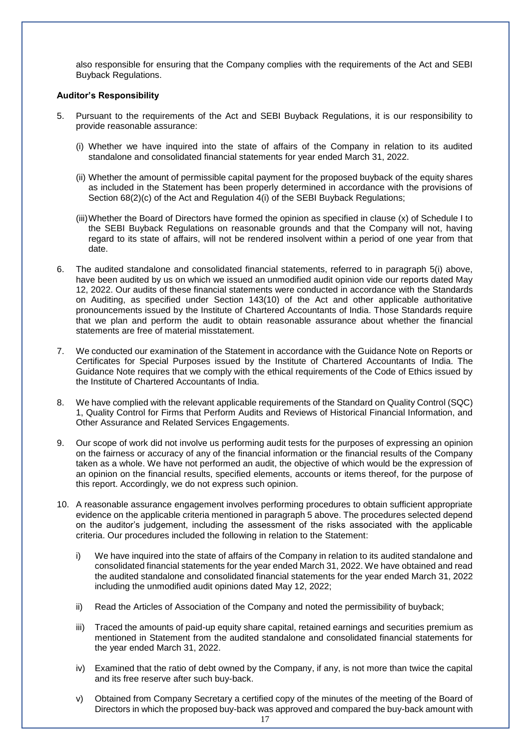also responsible for ensuring that the Company complies with the requirements of the Act and SEBI Buyback Regulations.

**Auditor's Responsibility**

5. Pursuant to the requirements of the Act and SEBI Buyback Regulations, it is our responsibility to provide reasonable assurance:

   (i) Whether we have inquired into the state of affairs of the Company in relation to its audited standalone and consolidated financial statements for year ended March 31, 2022.

   (ii) Whether the amount of permissible capital payment for the proposed buyback of the equity shares as included in the Statement has been properly determined in accordance with the provisions of Section 68(2)(c) of the Act and Regulation 4(i) of the SEBI Buyback Regulations;

   (iii) Whether the Board of Directors have formed the opinion as specified in clause (x) of Schedule I to the SEBI Buyback Regulations on reasonable grounds and that the Company will not, having regard to its state of affairs, will not be rendered insolvent within a period of one year from that date.

6. The audited standalone and consolidated financial statements, referred to in paragraph 5(i) above, have been audited by us on which we issued an unmodified audit opinion vide our reports dated May 12, 2022. Our audits of these financial statements were conducted in accordance with the Standards on Auditing, as specified under Section 143(10) of the Act and other applicable authoritative pronouncements issued by the Institute of Chartered Accountants of India. Those Standards require that we plan and perform the audit to obtain reasonable assurance about whether the financial statements are free of material misstatement.

7. We conducted our examination of the Statement in accordance with the Guidance Note on Reports or Certificates for Special Purposes issued by the Institute of Chartered Accountants of India. The Guidance Note requires that we comply with the ethical requirements of the Code of Ethics issued by the Institute of Chartered Accountants of India.

8. We have complied with the relevant applicable requirements of the Standard on Quality Control (SQC) 1, Quality Control for Firms that Perform Audits and Reviews of Historical Financial Information, and Other Assurance and Related Services Engagements.

9. Our scope of work did not involve us performing audit tests for the purposes of expressing an opinion on the fairness or accuracy of any of the financial information or the financial results of the Company taken as a whole. We have not performed an audit, the objective of which would be the expression of an opinion on the financial results, specified elements, accounts or items thereof, for the purpose of this report. Accordingly, we do not express such opinion.

10. A reasonable assurance engagement involves performing procedures to obtain sufficient appropriate evidence on the applicable criteria mentioned in paragraph 5 above. The procedures selected depend on the auditor's judgement, including the assessment of the risks associated with the applicable criteria. Our procedures included the following in relation to the Statement:

    i) We have inquired into the state of affairs of the Company in relation to its audited standalone and consolidated financial statements for the year ended March 31, 2022. We have obtained and read the audited standalone and consolidated financial statements for the year ended March 31, 2022 including the unmodified audit opinions dated May 12, 2022;

    ii) Read the Articles of Association of the Company and noted the permissibility of buyback;

    iii) Traced the amounts of paid-up equity share capital, retained earnings and securities premium as mentioned in Statement from the audited standalone and consolidated financial statements for the year ended March 31, 2022.

    iv) Examined that the ratio of debt owned by the Company, if any, is not more than twice the capital and its free reserve after such buy-back.

    v) Obtained from Company Secretary a certified copy of the minutes of the meeting of the Board of Directors in which the proposed buy-back was approved and compared the buy-back amount with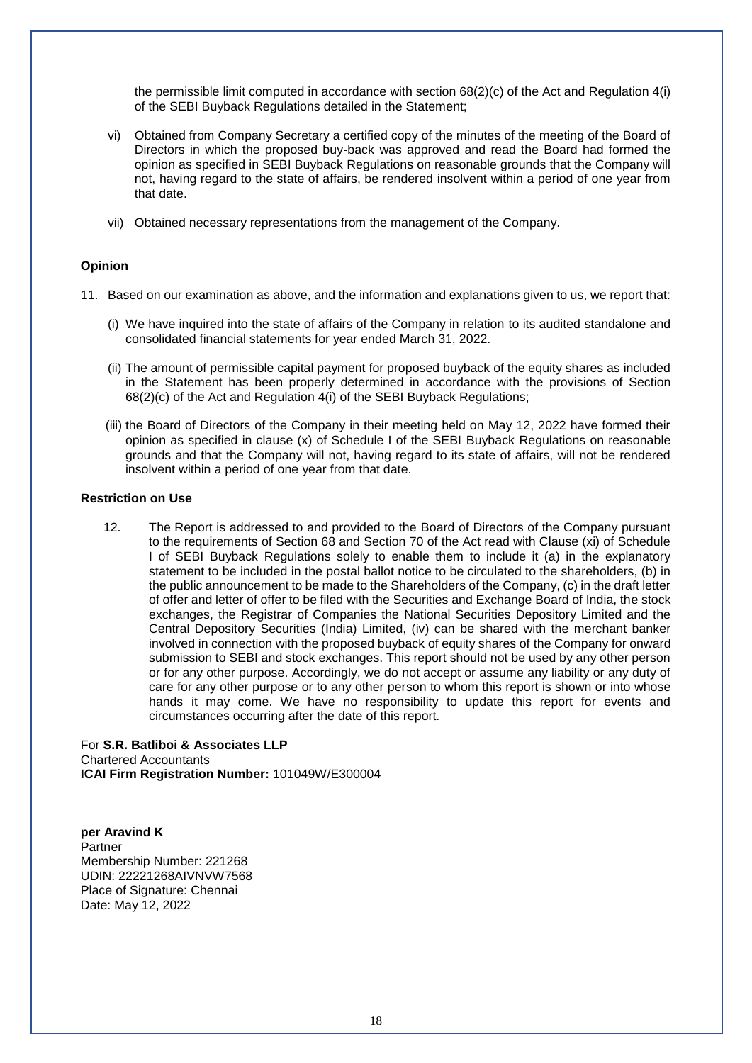the permissible limit computed in accordance with section 68(2)(c) of the Act and Regulation 4(i) of the SEBI Buyback Regulations detailed in the Statement;

vi) Obtained from Company Secretary a certified copy of the minutes of the meeting of the Board of Directors in which the proposed buy-back was approved and read the Board had formed the opinion as specified in SEBI Buyback Regulations on reasonable grounds that the Company will not, having regard to the state of affairs, be rendered insolvent within a period of one year from that date.

vii) Obtained necessary representations from the management of the Company.

**Opinion**

11. Based on our examination as above, and the information and explanations given to us, we report that:

   (i) We have inquired into the state of affairs of the Company in relation to its audited standalone and consolidated financial statements for year ended March 31, 2022.

   (ii) The amount of permissible capital payment for proposed buyback of the equity shares as included in the Statement has been properly determined in accordance with the provisions of Section 68(2)(c) of the Act and Regulation 4(i) of the SEBI Buyback Regulations;

   (iii) the Board of Directors of the Company in their meeting held on May 12, 2022 have formed their opinion as specified in clause (x) of Schedule I of the SEBI Buyback Regulations on reasonable grounds and that the Company will not, having regard to its state of affairs, will not be rendered insolvent within a period of one year from that date.

**Restriction on Use**

12. The Report is addressed to and provided to the Board of Directors of the Company pursuant to the requirements of Section 68 and Section 70 of the Act read with Clause (xi) of Schedule I of SEBI Buyback Regulations solely to enable them to include it (a) in the explanatory statement to be included in the postal ballot notice to be circulated to the shareholders, (b) in the public announcement to be made to the Shareholders of the Company, (c) in the draft letter of offer and letter of offer to be filed with the Securities and Exchange Board of India, the stock exchanges, the Registrar of Companies the National Securities Depository Limited and the Central Depository Securities (India) Limited, (iv) can be shared with the merchant banker involved in connection with the proposed buyback of equity shares of the Company for onward submission to SEBI and stock exchanges. This report should not be used by any other person or for any other purpose. Accordingly, we do not accept or assume any liability or any duty of care for any other purpose or to any other person to whom this report is shown or into whose hands it may come. We have no responsibility to update this report for events and circumstances occurring after the date of this report.

For **S.R. Batliboi & Associates LLP**
Chartered Accountants
**ICAI Firm Registration Number:** 101049W/E300004

**per Aravind K**
Partner
Membership Number: 221268
UDIN: 22221268AIVNVW7568
Place of Signature: Chennai
Date: May 12, 2022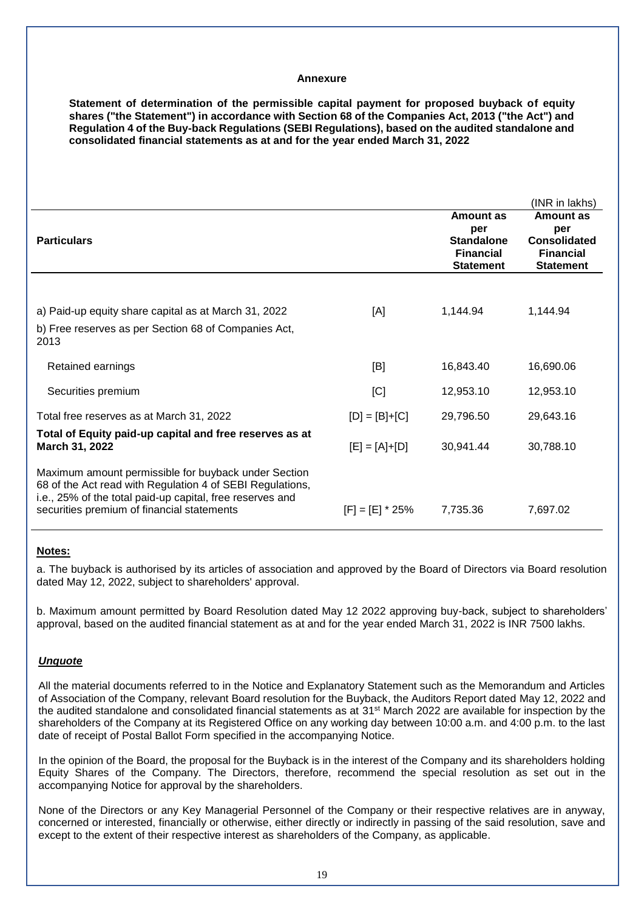**Annexure**

**Statement of determination of the permissible capital payment for proposed buyback of equity shares ("the Statement") in accordance with Section 68 of the Companies Act, 2013 ("the Act") and Regulation 4 of the Buy-back Regulations (SEBI Regulations), based on the audited standalone and consolidated financial statements as at and for the year ended March 31, 2022**

(INR in lakhs)

| **Particulars** | | **Amount as per Standalone Financial Statement** | **Amount as per Consolidated Financial Statement** |
|---|---|---|---|
| a) Paid-up equity share capital as at March 31, 2022 | [A] | 1,144.94 | 1,144.94 |
| b) Free reserves as per Section 68 of Companies Act, 2013 | | | |
| Retained earnings | [B] | 16,843.40 | 16,690.06 |
| Securities premium | [C] | 12,953.10 | 12,953.10 |
| Total free reserves as at March 31, 2022 | [D] = [B]+[C] | 29,796.50 | 29,643.16 |
| **Total of Equity paid-up capital and free reserves as at March 31, 2022** | [E] = [A]+[D] | 30,941.44 | 30,788.10 |
| Maximum amount permissible for buyback under Section 68 of the Act read with Regulation 4 of SEBI Regulations, i.e., 25% of the total paid-up capital, free reserves and securities premium of financial statements | [F] = [E] * 25% | 7,735.36 | 7,697.02 |

**Notes:**

a. The buyback is authorised by its articles of association and approved by the Board of Directors via Board resolution dated May 12, 2022, subject to shareholders' approval.

b. Maximum amount permitted by Board Resolution dated May 12 2022 approving buy-back, subject to shareholders' approval, based on the audited financial statement as at and for the year ended March 31, 2022 is INR 7500 lakhs.

***Unquote***

All the material documents referred to in the Notice and Explanatory Statement such as the Memorandum and Articles of Association of the Company, relevant Board resolution for the Buyback, the Auditors Report dated May 12, 2022 and the audited standalone and consolidated financial statements as at 31st March 2022 are available for inspection by the shareholders of the Company at its Registered Office on any working day between 10:00 a.m. and 4:00 p.m. to the last date of receipt of Postal Ballot Form specified in the accompanying Notice.

In the opinion of the Board, the proposal for the Buyback is in the interest of the Company and its shareholders holding Equity Shares of the Company. The Directors, therefore, recommend the special resolution as set out in the accompanying Notice for approval by the shareholders.

None of the Directors or any Key Managerial Personnel of the Company or their respective relatives are in anyway, concerned or interested, financially or otherwise, either directly or indirectly in passing of the said resolution, save and except to the extent of their respective interest as shareholders of the Company, as applicable.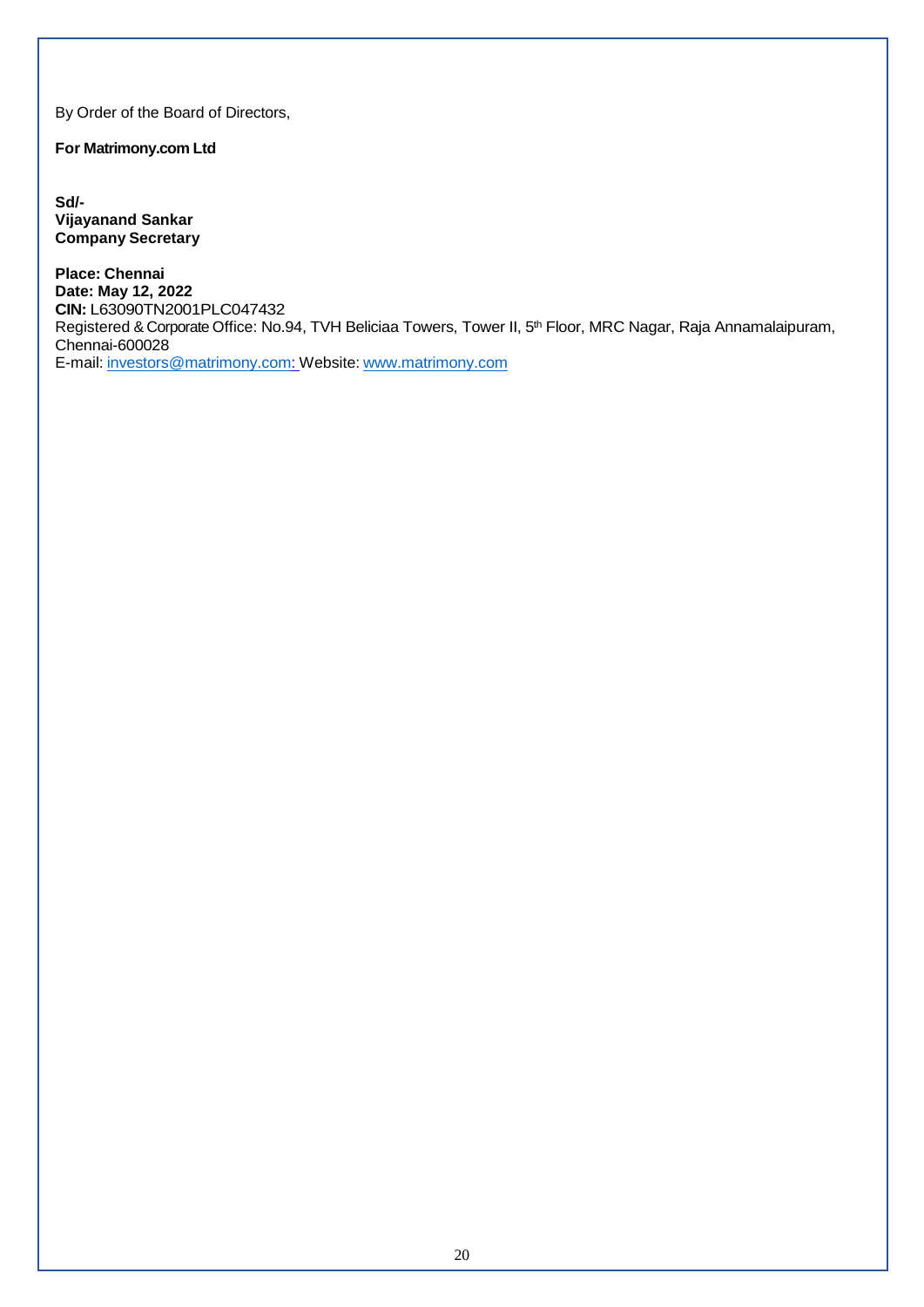By Order of the Board of Directors,

**For Matrimony.com Ltd**

**Sd/-**
**Vijayanand Sankar**
**Company Secretary**

**Place: Chennai**
**Date: May 12, 2022**
**CIN:** L63090TN2001PLC047432
Registered & Corporate Office: No.94, TVH Beliciaa Towers, Tower II, 5th Floor, MRC Nagar, Raja Annamalaipuram, Chennai-600028
E-mail: investors@matrimony.com: Website: www.matrimony.com